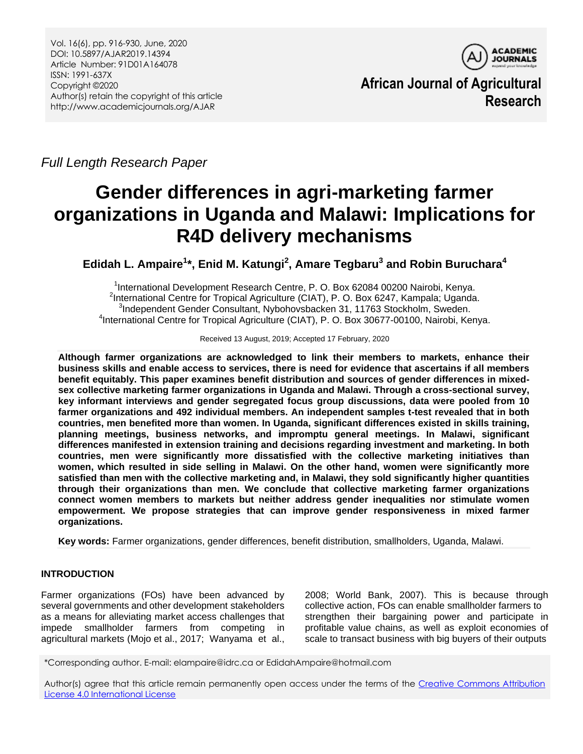*Full Length Research Paper*

# Gender differences in agri-marketing farmer organizations in Uganda and Malawi: Implications for R4D delivery mechanisms

**Edidah L. Ampaire[1]*, Enid M. Katungi[2], Amare Tegbaru[3] and Robin Buruchara[4]**

[1]International Development Research Centre, P. O. Box 62084 00200 Nairobi, Kenya.
[2]International Centre for Tropical Agriculture (CIAT), P. O. Box 6247, Kampala; Uganda.
[3]Independent Gender Consultant, Nybohovsbacken 31, 11763 Stockholm, Sweden.
[4]International Centre for Tropical Agriculture (CIAT), P. O. Box 30677-00100, Nairobi, Kenya.

Received 13 August, 2019; Accepted 17 February, 2020

**Although farmer organizations are acknowledged to link their members to markets, enhance their business skills and enable access to services, there is need for evidence that ascertains if all members benefit equitably. This paper examines benefit distribution and sources of gender differences in mixed-sex collective marketing farmer organizations in Uganda and Malawi. Through a cross-sectional survey, key informant interviews and gender segregated focus group discussions, data were pooled from 10 farmer organizations and 492 individual members. An independent samples t-test revealed that in both countries, men benefited more than women. In Uganda, significant differences existed in skills training, planning meetings, business networks, and impromptu general meetings. In Malawi, significant differences manifested in extension training and decisions regarding investment and marketing. In both countries, men were significantly more dissatisfied with the collective marketing initiatives than women, which resulted in side selling in Malawi. On the other hand, women were significantly more satisfied than men with the collective marketing and, in Malawi, they sold significantly higher quantities through their organizations than men. We conclude that collective marketing farmer organizations connect women members to markets but neither address gender inequalities nor stimulate women empowerment. We propose strategies that can improve gender responsiveness in mixed farmer organizations.**

**Key words:** Farmer organizations, gender differences, benefit distribution, smallholders, Uganda, Malawi.

## INTRODUCTION

Farmer organizations (FOs) have been advanced by several governments and other development stakeholders as a means for alleviating market access challenges that impede smallholder farmers from competing in agricultural markets (Mojo et al., 2017; Wanyama et al., 2008; World Bank, 2007). This is because through collective action, FOs can enable smallholder farmers to strengthen their bargaining power and participate in profitable value chains, as well as exploit economies of scale to transact business with big buyers of their outputs

*Corresponding author. E-mail: elampaire@idrc.ca or EdidahAmpaire@hotmail.com

Author(s) agree that this article remain permanently open access under the terms of the Creative Commons Attribution License 4.0 International License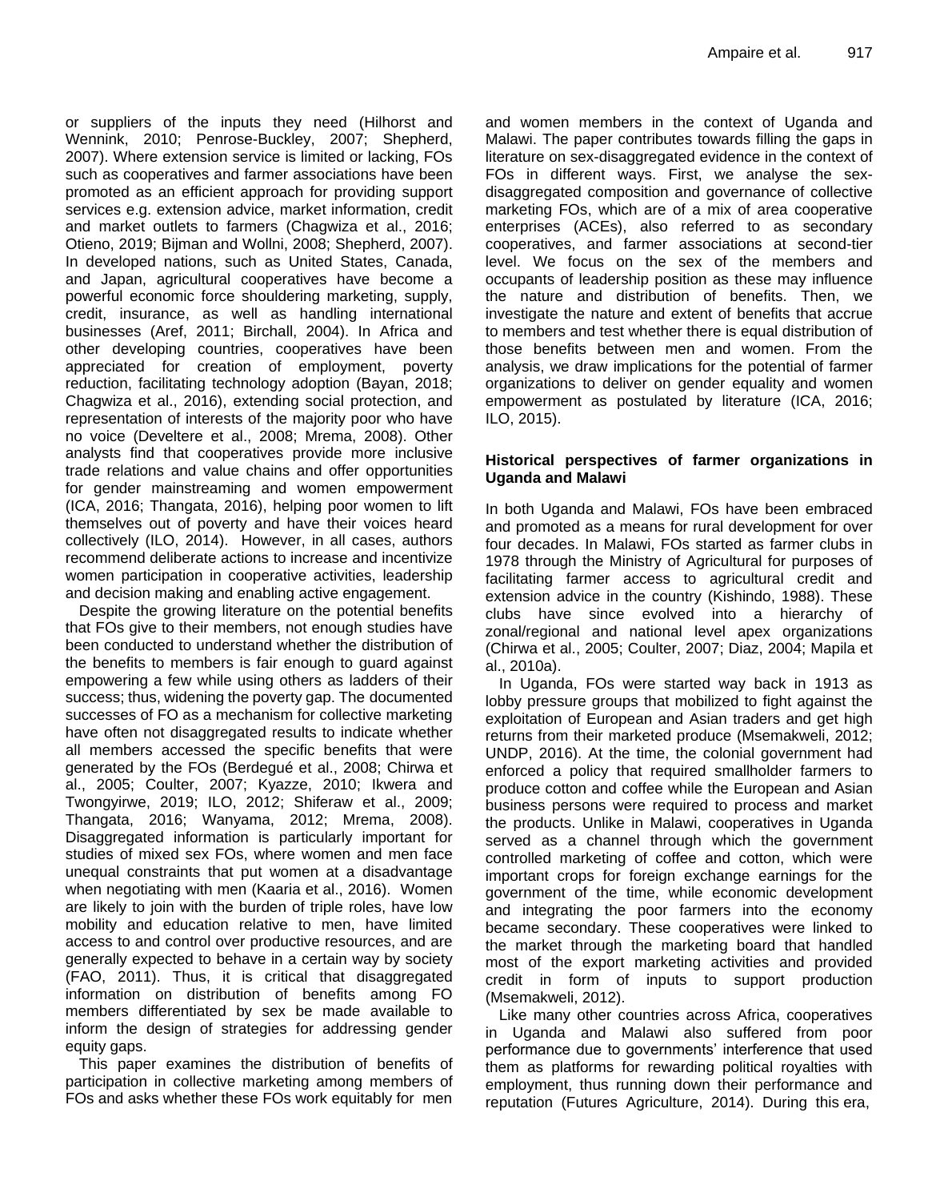or suppliers of the inputs they need (Hilhorst and Wennink, 2010; Penrose-Buckley, 2007; Shepherd, 2007). Where extension service is limited or lacking, FOs such as cooperatives and farmer associations have been promoted as an efficient approach for providing support services e.g. extension advice, market information, credit and market outlets to farmers (Chagwiza et al., 2016; Otieno, 2019; Bijman and Wollni, 2008; Shepherd, 2007). In developed nations, such as United States, Canada, and Japan, agricultural cooperatives have become a powerful economic force shouldering marketing, supply, credit, insurance, as well as handling international businesses (Aref, 2011; Birchall, 2004). In Africa and other developing countries, cooperatives have been appreciated for creation of employment, poverty reduction, facilitating technology adoption (Bayan, 2018; Chagwiza et al., 2016), extending social protection, and representation of interests of the majority poor who have no voice (Develtere et al., 2008; Mrema, 2008). Other analysts find that cooperatives provide more inclusive trade relations and value chains and offer opportunities for gender mainstreaming and women empowerment (ICA, 2016; Thangata, 2016), helping poor women to lift themselves out of poverty and have their voices heard collectively (ILO, 2014). However, in all cases, authors recommend deliberate actions to increase and incentivize women participation in cooperative activities, leadership and decision making and enabling active engagement.

Despite the growing literature on the potential benefits that FOs give to their members, not enough studies have been conducted to understand whether the distribution of the benefits to members is fair enough to guard against empowering a few while using others as ladders of their success; thus, widening the poverty gap. The documented successes of FO as a mechanism for collective marketing have often not disaggregated results to indicate whether all members accessed the specific benefits that were generated by the FOs (Berdegué et al., 2008; Chirwa et al., 2005; Coulter, 2007; Kyazze, 2010; Ikwera and Twongyirwe, 2019; ILO, 2012; Shiferaw et al., 2009; Thangata, 2016; Wanyama, 2012; Mrema, 2008). Disaggregated information is particularly important for studies of mixed sex FOs, where women and men face unequal constraints that put women at a disadvantage when negotiating with men (Kaaria et al., 2016). Women are likely to join with the burden of triple roles, have low mobility and education relative to men, have limited access to and control over productive resources, and are generally expected to behave in a certain way by society (FAO, 2011). Thus, it is critical that disaggregated information on distribution of benefits among FO members differentiated by sex be made available to inform the design of strategies for addressing gender equity gaps.

This paper examines the distribution of benefits of participation in collective marketing among members of FOs and asks whether these FOs work equitably for men and women members in the context of Uganda and Malawi. The paper contributes towards filling the gaps in literature on sex-disaggregated evidence in the context of FOs in different ways. First, we analyse the sex-disaggregated composition and governance of collective marketing FOs, which are of a mix of area cooperative enterprises (ACEs), also referred to as secondary cooperatives, and farmer associations at second-tier level. We focus on the sex of the members and occupants of leadership position as these may influence the nature and distribution of benefits. Then, we investigate the nature and extent of benefits that accrue to members and test whether there is equal distribution of those benefits between men and women. From the analysis, we draw implications for the potential of farmer organizations to deliver on gender equality and women empowerment as postulated by literature (ICA, 2016; ILO, 2015).

## Historical perspectives of farmer organizations in Uganda and Malawi

In both Uganda and Malawi, FOs have been embraced and promoted as a means for rural development for over four decades. In Malawi, FOs started as farmer clubs in 1978 through the Ministry of Agricultural for purposes of facilitating farmer access to agricultural credit and extension advice in the country (Kishindo, 1988). These clubs have since evolved into a hierarchy of zonal/regional and national level apex organizations (Chirwa et al., 2005; Coulter, 2007; Diaz, 2004; Mapila et al., 2010a).

In Uganda, FOs were started way back in 1913 as lobby pressure groups that mobilized to fight against the exploitation of European and Asian traders and get high returns from their marketed produce (Msemakweli, 2012; UNDP, 2016). At the time, the colonial government had enforced a policy that required smallholder farmers to produce cotton and coffee while the European and Asian business persons were required to process and market the products. Unlike in Malawi, cooperatives in Uganda served as a channel through which the government controlled marketing of coffee and cotton, which were important crops for foreign exchange earnings for the government of the time, while economic development and integrating the poor farmers into the economy became secondary. These cooperatives were linked to the market through the marketing board that handled most of the export marketing activities and provided credit in form of inputs to support production (Msemakweli, 2012).

Like many other countries across Africa, cooperatives in Uganda and Malawi also suffered from poor performance due to governments' interference that used them as platforms for rewarding political royalties with employment, thus running down their performance and reputation (Futures Agriculture, 2014). During this era,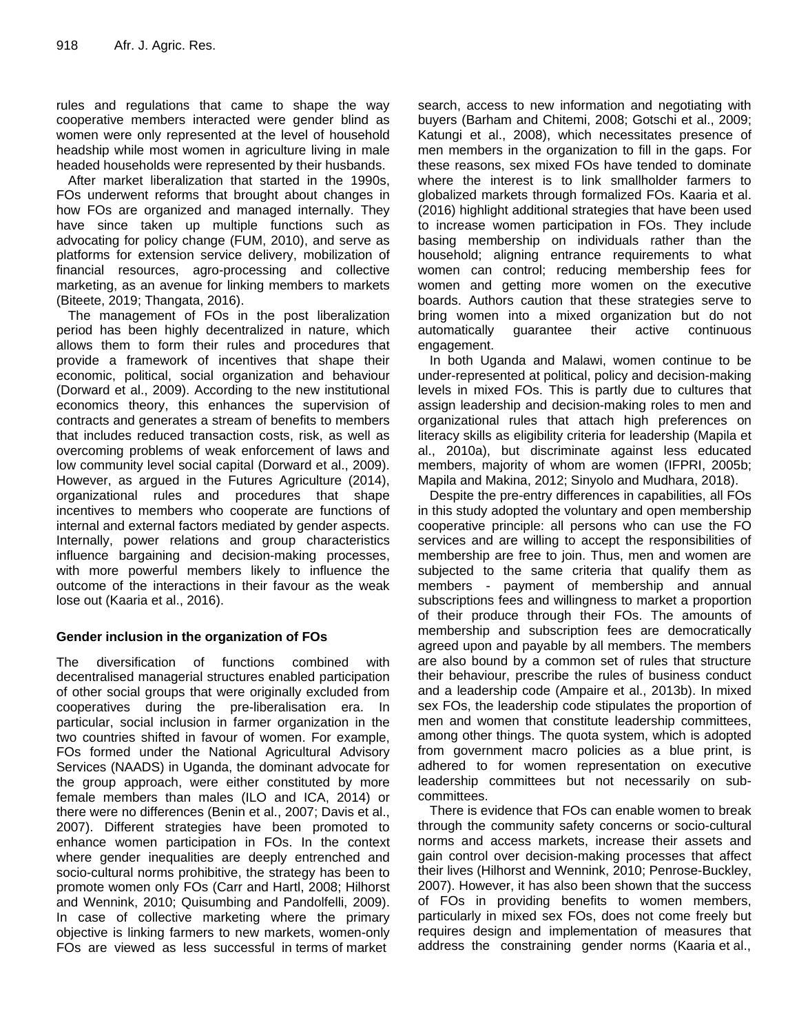rules and regulations that came to shape the way cooperative members interacted were gender blind as women were only represented at the level of household headship while most women in agriculture living in male headed households were represented by their husbands.

After market liberalization that started in the 1990s, FOs underwent reforms that brought about changes in how FOs are organized and managed internally. They have since taken up multiple functions such as advocating for policy change (FUM, 2010), and serve as platforms for extension service delivery, mobilization of financial resources, agro-processing and collective marketing, as an avenue for linking members to markets (Biteete, 2019; Thangata, 2016).

The management of FOs in the post liberalization period has been highly decentralized in nature, which allows them to form their rules and procedures that provide a framework of incentives that shape their economic, political, social organization and behaviour (Dorward et al., 2009). According to the new institutional economics theory, this enhances the supervision of contracts and generates a stream of benefits to members that includes reduced transaction costs, risk, as well as overcoming problems of weak enforcement of laws and low community level social capital (Dorward et al., 2009). However, as argued in the Futures Agriculture (2014), organizational rules and procedures that shape incentives to members who cooperate are functions of internal and external factors mediated by gender aspects. Internally, power relations and group characteristics influence bargaining and decision-making processes, with more powerful members likely to influence the outcome of the interactions in their favour as the weak lose out (Kaaria et al., 2016).

## Gender inclusion in the organization of FOs

The diversification of functions combined with decentralised managerial structures enabled participation of other social groups that were originally excluded from cooperatives during the pre-liberalisation era. In particular, social inclusion in farmer organization in the two countries shifted in favour of women. For example, FOs formed under the National Agricultural Advisory Services (NAADS) in Uganda, the dominant advocate for the group approach, were either constituted by more female members than males (ILO and ICA, 2014) or there were no differences (Benin et al., 2007; Davis et al., 2007). Different strategies have been promoted to enhance women participation in FOs. In the context where gender inequalities are deeply entrenched and socio-cultural norms prohibitive, the strategy has been to promote women only FOs (Carr and Hartl, 2008; Hilhorst and Wennink, 2010; Quisumbing and Pandolfelli, 2009). In case of collective marketing where the primary objective is linking farmers to new markets, women-only FOs are viewed as less successful in terms of market search, access to new information and negotiating with buyers (Barham and Chitemi, 2008; Gotschi et al., 2009; Katungi et al., 2008), which necessitates presence of men members in the organization to fill in the gaps. For these reasons, sex mixed FOs have tended to dominate where the interest is to link smallholder farmers to globalized markets through formalized FOs. Kaaria et al. (2016) highlight additional strategies that have been used to increase women participation in FOs. They include basing membership on individuals rather than the household; aligning entrance requirements to what women can control; reducing membership fees for women and getting more women on the executive boards. Authors caution that these strategies serve to bring women into a mixed organization but do not automatically guarantee their active continuous engagement.

In both Uganda and Malawi, women continue to be under-represented at political, policy and decision-making levels in mixed FOs. This is partly due to cultures that assign leadership and decision-making roles to men and organizational rules that attach high preferences on literacy skills as eligibility criteria for leadership (Mapila et al., 2010a), but discriminate against less educated members, majority of whom are women (IFPRI, 2005b; Mapila and Makina, 2012; Sinyolo and Mudhara, 2018).

Despite the pre-entry differences in capabilities, all FOs in this study adopted the voluntary and open membership cooperative principle: all persons who can use the FO services and are willing to accept the responsibilities of membership are free to join. Thus, men and women are subjected to the same criteria that qualify them as members - payment of membership and annual subscriptions fees and willingness to market a proportion of their produce through their FOs. The amounts of membership and subscription fees are democratically agreed upon and payable by all members. The members are also bound by a common set of rules that structure their behaviour, prescribe the rules of business conduct and a leadership code (Ampaire et al., 2013b). In mixed sex FOs, the leadership code stipulates the proportion of men and women that constitute leadership committees, among other things. The quota system, which is adopted from government macro policies as a blue print, is adhered to for women representation on executive leadership committees but not necessarily on sub-committees.

There is evidence that FOs can enable women to break through the community safety concerns or socio-cultural norms and access markets, increase their assets and gain control over decision-making processes that affect their lives (Hilhorst and Wennink, 2010; Penrose-Buckley, 2007). However, it has also been shown that the success of FOs in providing benefits to women members, particularly in mixed sex FOs, does not come freely but requires design and implementation of measures that address the constraining gender norms (Kaaria et al.,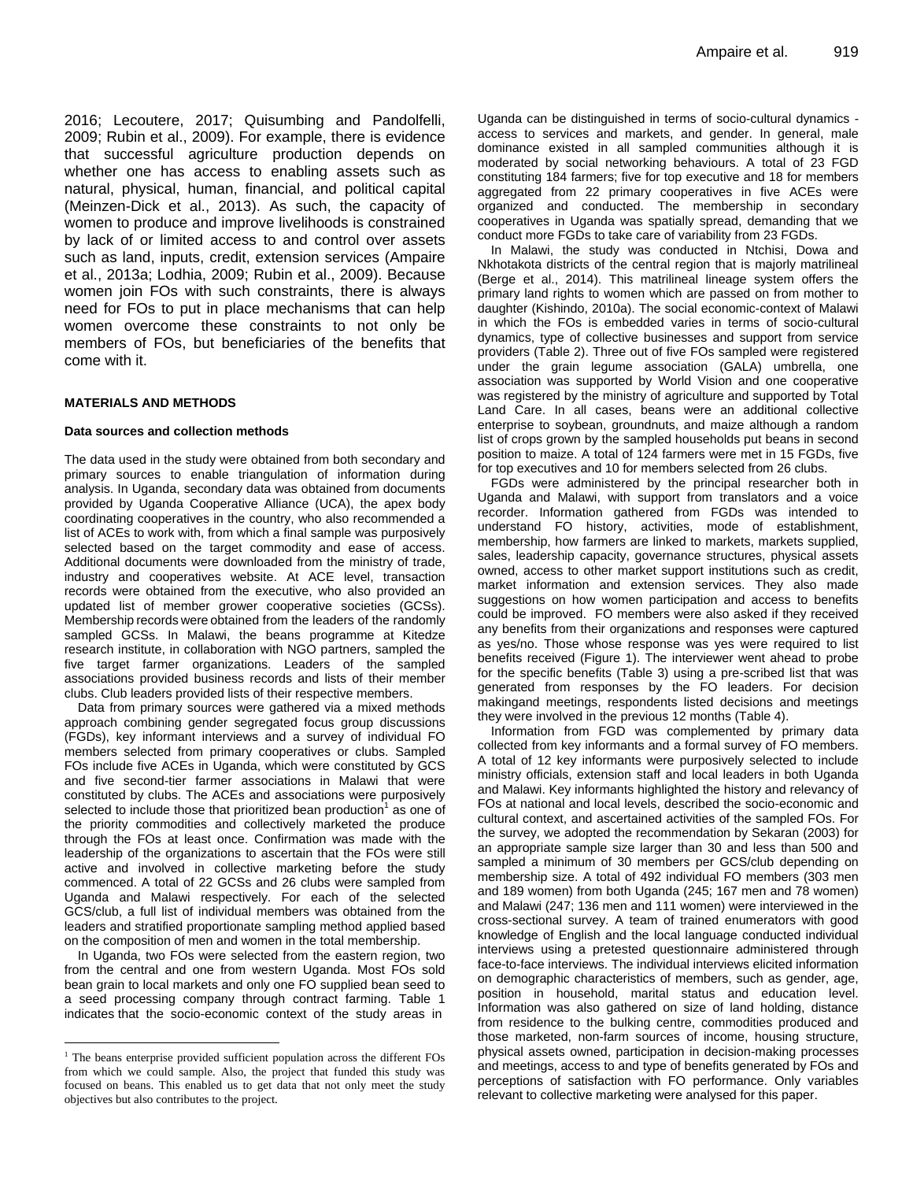2016; Lecoutere, 2017; Quisumbing and Pandolfelli, 2009; Rubin et al., 2009). For example, there is evidence that successful agriculture production depends on whether one has access to enabling assets such as natural, physical, human, financial, and political capital (Meinzen-Dick et al., 2013). As such, the capacity of women to produce and improve livelihoods is constrained by lack of or limited access to and control over assets such as land, inputs, credit, extension services (Ampaire et al., 2013a; Lodhia, 2009; Rubin et al., 2009). Because women join FOs with such constraints, there is always need for FOs to put in place mechanisms that can help women overcome these constraints to not only be members of FOs, but beneficiaries of the benefits that come with it.

## MATERIALS AND METHODS

### Data sources and collection methods

The data used in the study were obtained from both secondary and primary sources to enable triangulation of information during analysis. In Uganda, secondary data was obtained from documents provided by Uganda Cooperative Alliance (UCA), the apex body coordinating cooperatives in the country, who also recommended a list of ACEs to work with, from which a final sample was purposively selected based on the target commodity and ease of access. Additional documents were downloaded from the ministry of trade, industry and cooperatives website. At ACE level, transaction records were obtained from the executive, who also provided an updated list of member grower cooperative societies (GCSs). Membership records were obtained from the leaders of the randomly sampled GCSs. In Malawi, the beans programme at Kitedze research institute, in collaboration with NGO partners, sampled the five target farmer organizations. Leaders of the sampled associations provided business records and lists of their member clubs. Club leaders provided lists of their respective members.

Data from primary sources were gathered via a mixed methods approach combining gender segregated focus group discussions (FGDs), key informant interviews and a survey of individual FO members selected from primary cooperatives or clubs. Sampled FOs include five ACEs in Uganda, which were constituted by GCS and five second-tier farmer associations in Malawi that were constituted by clubs. The ACEs and associations were purposively selected to include those that prioritized bean production[1] as one of the priority commodities and collectively marketed the produce through the FOs at least once. Confirmation was made with the leadership of the organizations to ascertain that the FOs were still active and involved in collective marketing before the study commenced. A total of 22 GCSs and 26 clubs were sampled from Uganda and Malawi respectively. For each of the selected GCS/club, a full list of individual members was obtained from the leaders and stratified proportionate sampling method applied based on the composition of men and women in the total membership.

In Uganda, two FOs were selected from the eastern region, two from the central and one from western Uganda. Most FOs sold bean grain to local markets and only one FO supplied bean seed to a seed processing company through contract farming. Table 1 indicates that the socio-economic context of the study areas in Uganda can be distinguished in terms of socio-cultural dynamics - access to services and markets, and gender. In general, male dominance existed in all sampled communities although it is moderated by social networking behaviours. A total of 23 FGD constituting 184 farmers; five for top executive and 18 for members aggregated from 22 primary cooperatives in five ACEs were organized and conducted. The membership in secondary cooperatives in Uganda was spatially spread, demanding that we conduct more FGDs to take care of variability from 23 FGDs.

In Malawi, the study was conducted in Ntchisi, Dowa and Nkhotakota districts of the central region that is majorly matrilineal (Berge et al., 2014). This matrilineal lineage system offers the primary land rights to women which are passed on from mother to daughter (Kishindo, 2010a). The social economic-context of Malawi in which the FOs is embedded varies in terms of socio-cultural dynamics, type of collective businesses and support from service providers (Table 2). Three out of five FOs sampled were registered under the grain legume association (GALA) umbrella, one association was supported by World Vision and one cooperative was registered by the ministry of agriculture and supported by Total Land Care. In all cases, beans were an additional collective enterprise to soybean, groundnuts, and maize although a random list of crops grown by the sampled households put beans in second position to maize. A total of 124 farmers were met in 15 FGDs, five for top executives and 10 for members selected from 26 clubs.

FGDs were administered by the principal researcher both in Uganda and Malawi, with support from translators and a voice recorder. Information gathered from FGDs was intended to understand FO history, activities, mode of establishment, membership, how farmers are linked to markets, markets supplied, sales, leadership capacity, governance structures, physical assets owned, access to other market support institutions such as credit, market information and extension services. They also made suggestions on how women participation and access to benefits could be improved. FO members were also asked if they received any benefits from their organizations and responses were captured as yes/no. Those whose response was yes were required to list benefits received (Figure 1). The interviewer went ahead to probe for the specific benefits (Table 3) using a pre-scribed list that was generated from responses by the FO leaders. For decision makingand meetings, respondents listed decisions and meetings they were involved in the previous 12 months (Table 4).

Information from FGD was complemented by primary data collected from key informants and a formal survey of FO members. A total of 12 key informants were purposively selected to include ministry officials, extension staff and local leaders in both Uganda and Malawi. Key informants highlighted the history and relevancy of FOs at national and local levels, described the socio-economic and cultural context, and ascertained activities of the sampled FOs. For the survey, we adopted the recommendation by Sekaran (2003) for an appropriate sample size larger than 30 and less than 500 and sampled a minimum of 30 members per GCS/club depending on membership size. A total of 492 individual FO members (303 men and 189 women) from both Uganda (245; 167 men and 78 women) and Malawi (247; 136 men and 111 women) were interviewed in the cross-sectional survey. A team of trained enumerators with good knowledge of English and the local language conducted individual interviews using a pretested questionnaire administered through face-to-face interviews. The individual interviews elicited information on demographic characteristics of members, such as gender, age, position in household, marital status and education level. Information was also gathered on size of land holding, distance from residence to the bulking centre, commodities produced and those marketed, non-farm sources of income, housing structure, physical assets owned, participation in decision-making processes and meetings, access to and type of benefits generated by FOs and perceptions of satisfaction with FO performance. Only variables relevant to collective marketing were analysed for this paper.

[1] The beans enterprise provided sufficient population across the different FOs from which we could sample. Also, the project that funded this study was focused on beans. This enabled us to get data that not only meet the study objectives but also contributes to the project.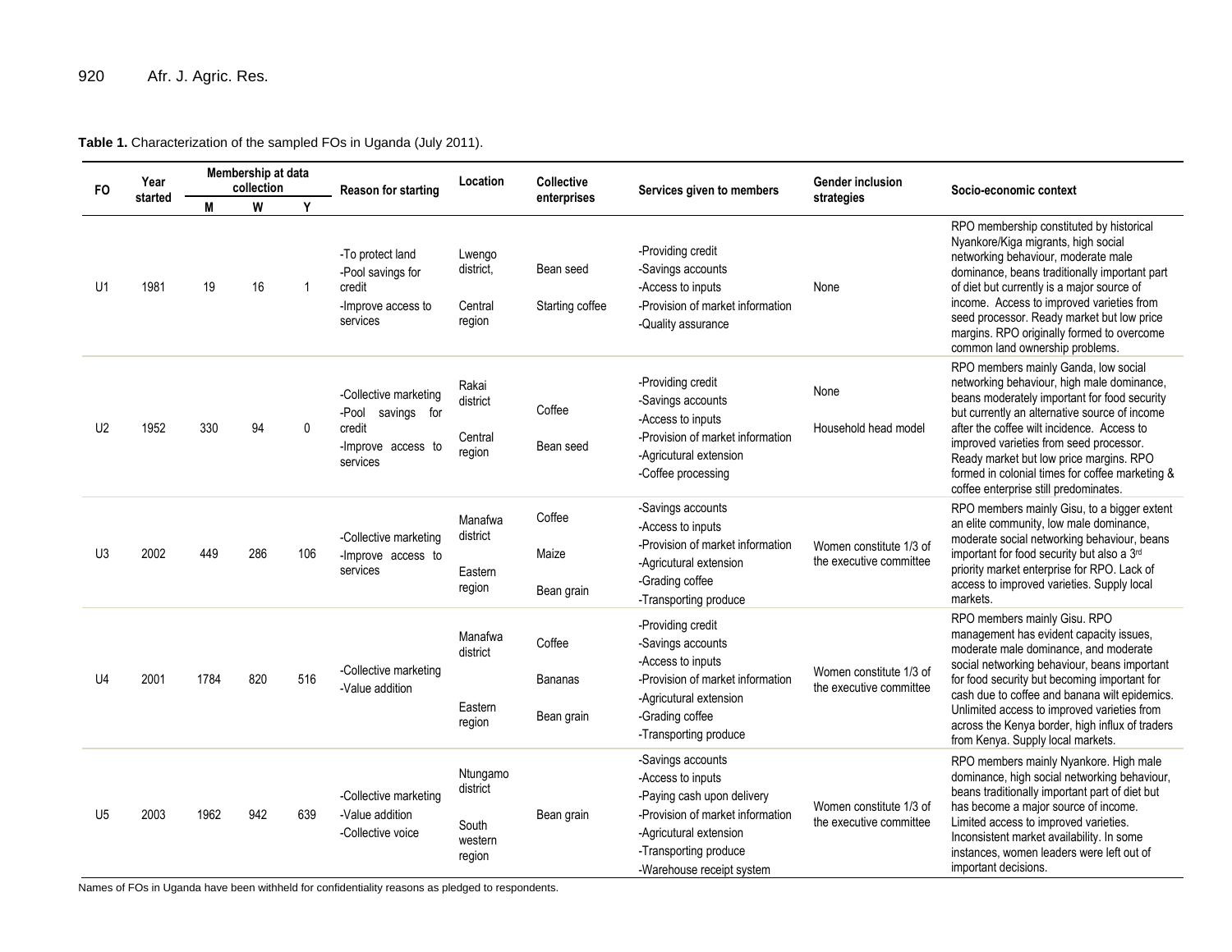**Table 1.** Characterization of the sampled FOs in Uganda (July 2011).

| FO | Year started | Membership at data collection | | | Reason for starting | Location | Collective enterprises | Services given to members | Gender inclusion strategies | Socio-economic context |
|---|---|---|---|---|---|---|---|---|---|---|
| | | M | W | Y | | | | | | |
| U1 | 1981 | 19 | 16 | 1 | -To protect land<br>-Pool savings for credit<br>-Improve access to services | Lwengo district,<br><br>Central region | Bean seed<br><br>Starting coffee | -Providing credit<br>-Savings accounts<br>-Access to inputs<br>-Provision of market information<br>-Quality assurance | None | RPO membership constituted by historical Nyankore/Kiga migrants, high social networking behaviour, moderate male dominance, beans traditionally important part of diet but currently is a major source of income. Access to improved varieties from seed processor. Ready market but low price margins. RPO originally formed to overcome common land ownership problems. |
| U2 | 1952 | 330 | 94 | 0 | -Collective marketing<br>-Pool savings for credit<br>-Improve access to services | Rakai district<br><br>Central region | Coffee<br><br>Bean seed | -Providing credit<br>-Savings accounts<br>-Access to inputs<br>-Provision of market information<br>-Agricultural extension<br>-Coffee processing | None<br><br>Household head model | RPO members mainly Ganda, low social networking behaviour, high male dominance, beans moderately important for food security but currently an alternative source of income after the coffee wilt incidence. Access to improved varieties from seed processor. Ready market but low price margins. RPO formed in colonial times for coffee marketing & coffee enterprise still predominates. |
| U3 | 2002 | 449 | 286 | 106 | -Collective marketing<br>-Improve access to services | Manafwa district<br><br>Eastern region | Coffee<br><br>Maize<br><br>Bean grain | -Savings accounts<br>-Access to inputs<br>-Provision of market information<br>-Agricultural extension<br>-Grading coffee<br>-Transporting produce | Women constitute 1/3 of the executive committee | RPO members mainly Gisu, to a bigger extent an elite community, low male dominance, moderate social networking behaviour, beans important for food security but also a 3rd priority market enterprise for RPO. Lack of access to improved varieties. Supply local markets. |
| U4 | 2001 | 1784 | 820 | 516 | -Collective marketing<br>-Value addition | Manafwa district<br><br>Eastern region | Coffee<br><br>Bananas<br><br>Bean grain | -Providing credit<br>-Savings accounts<br>-Access to inputs<br>-Provision of market information<br>-Agricultural extension<br>-Grading coffee<br>-Transporting produce | Women constitute 1/3 of the executive committee | RPO members mainly Gisu. RPO management has evident capacity issues, moderate male dominance, and moderate social networking behaviour, beans important for food security but becoming important for cash due to coffee and banana wilt epidemics. Unlimited access to improved varieties from across the Kenya border, high influx of traders from Kenya. Supply local markets. |
| U5 | 2003 | 1962 | 942 | 639 | -Collective marketing<br>-Value addition<br>-Collective voice | Ntungamo district<br><br>South western region | Bean grain | -Savings accounts<br>-Access to inputs<br>-Paying cash upon delivery<br>-Provision of market information<br>-Agricultural extension<br>-Transporting produce<br>-Warehouse receipt system | Women constitute 1/3 of the executive committee | RPO members mainly Nyankore. High male dominance, high social networking behaviour, beans traditionally important part of diet but has become a major source of income. Limited access to improved varieties. Inconsistent market availability. In some instances, women leaders were left out of important decisions. |

Names of FOs in Uganda have been withheld for confidentiality reasons as pledged to respondents.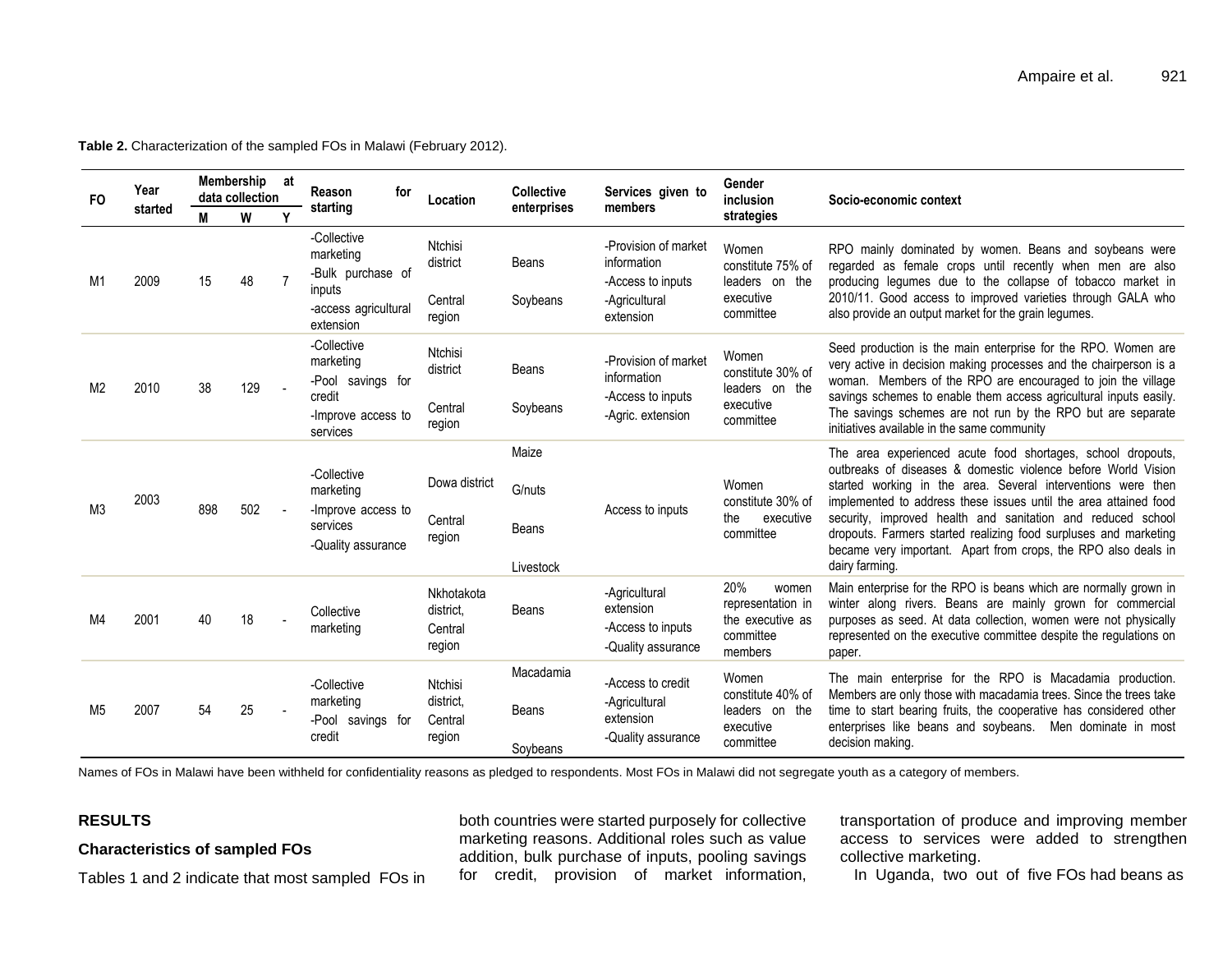**Table 2.** Characterization of the sampled FOs in Malawi (February 2012).

| FO | Year started | Membership at data collection | | | Reason for starting | Location | Collective enterprises | Services given to members | Gender inclusion strategies | Socio-economic context |
|---|---|---|---|---|---|---|---|---|---|---|
| | | M | W | Y | | | | | | |
| M1 | 2009 | 15 | 48 | 7 | -Collective marketing<br>-Bulk purchase of inputs<br>-access agricultural extension | Ntchisi district<br>Central region | Beans<br>Soybeans | -Provision of market information<br>-Access to inputs<br>-Agricultural extension | Women constitute 75% of leaders on the executive committee | RPO mainly dominated by women. Beans and soybeans were regarded as female crops until recently when men are also producing legumes due to the collapse of tobacco market in 2010/11. Good access to improved varieties through GALA who also provide an output market for the grain legumes. |
| M2 | 2010 | 38 | 129 | - | -Collective marketing<br>-Pool savings for credit<br>-Improve access to services | Ntchisi district<br>Central region | Beans<br>Soybeans | -Provision of market information<br>-Access to inputs<br>-Agric. extension | Women constitute 30% of leaders on the executive committee | Seed production is the main enterprise for the RPO. Women are very active in decision making processes and the chairperson is a woman. Members of the RPO are encouraged to join the village savings schemes to enable them access agricultural inputs easily. The savings schemes are not run by the RPO but are separate initiatives available in the same community |
| M3 | 2003 | 898 | 502 | - | -Collective marketing<br>-Improve access to services<br>-Quality assurance | Dowa district<br>Central region | Maize<br>G/nuts<br>Beans<br>Livestock | Access to inputs | Women constitute 30% of the executive committee | The area experienced acute food shortages, school dropouts, outbreaks of diseases & domestic violence before World Vision started working in the area. Several interventions were then implemented to address these issues until the area attained food security, improved health and sanitation and reduced school dropouts. Farmers started realizing food surpluses and marketing became very important. Apart from crops, the RPO also deals in dairy farming. |
| M4 | 2001 | 40 | 18 | - | Collective marketing | Nkhotakota district, Central region | Beans | -Agricultural extension<br>-Access to inputs<br>-Quality assurance | 20% women representation in the executive as committee members | Main enterprise for the RPO is beans which are normally grown in winter along rivers. Beans are mainly grown for commercial purposes as seed. At data collection, women were not physically represented on the executive committee despite the regulations on paper. |
| M5 | 2007 | 54 | 25 | - | -Collective marketing<br>-Pool savings for credit | Ntchisi district, Central region | Macadamia<br>Beans<br>Soybeans | -Access to credit<br>-Agricultural extension<br>-Quality assurance | Women constitute 40% of leaders on the executive committee | The main enterprise for the RPO is Macadamia production. Members are only those with macadamia trees. Since the trees take time to start bearing fruits, the cooperative has considered other enterprises like beans and soybeans. Men dominate in most decision making. |

Names of FOs in Malawi have been withheld for confidentiality reasons as pledged to respondents. Most FOs in Malawi did not segregate youth as a category of members.

## RESULTS

### Characteristics of sampled FOs

Tables 1 and 2 indicate that most sampled FOs in both countries were started purposely for collective marketing reasons. Additional roles such as value addition, bulk purchase of inputs, pooling savings for credit, provision of market information, transportation of produce and improving member access to services were added to strengthen collective marketing.

In Uganda, two out of five FOs had beans as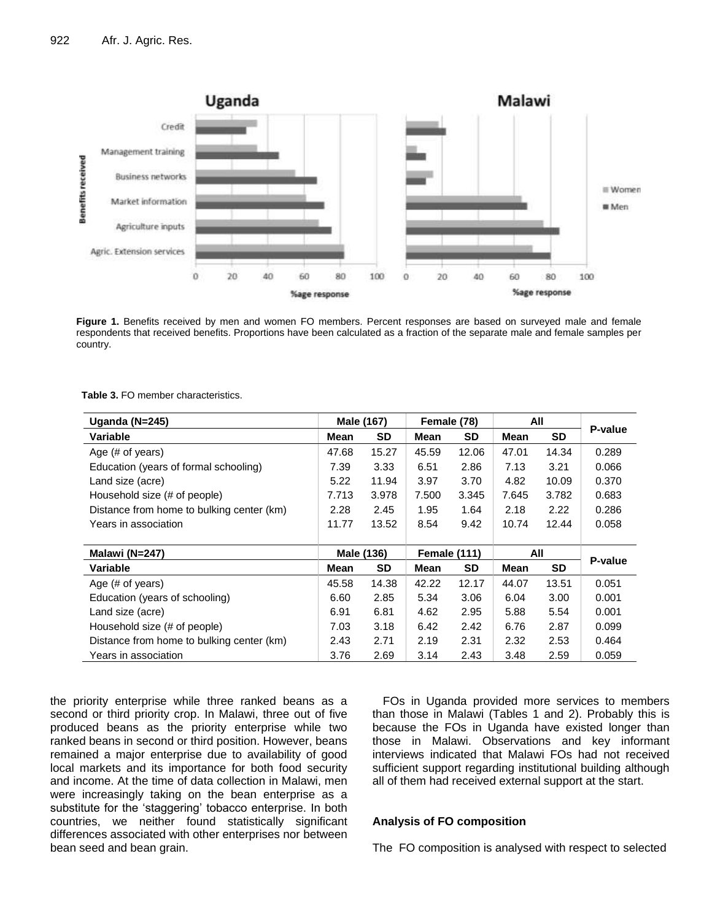**Figure 1.** Benefits received by men and women FO members. Percent responses are based on surveyed male and female respondents that received benefits. Proportions have been calculated as a fraction of the separate male and female samples per country.

**Table 3.** FO member characteristics.

| Uganda (N=245) | Male (167) | | Female (78) | | All | | P-value |
|---|---|---|---|---|---|---|---|
| Variable | Mean | SD | Mean | SD | Mean | SD | |
| Age (# of years) | 47.68 | 15.27 | 45.59 | 12.06 | 47.01 | 14.34 | 0.289 |
| Education (years of formal schooling) | 7.39 | 3.33 | 6.51 | 2.86 | 7.13 | 3.21 | 0.066 |
| Land size (acre) | 5.22 | 11.94 | 3.97 | 3.70 | 4.82 | 10.09 | 0.370 |
| Household size (# of people) | 7.713 | 3.978 | 7.500 | 3.345 | 7.645 | 3.782 | 0.683 |
| Distance from home to bulking center (km) | 2.28 | 2.45 | 1.95 | 1.64 | 2.18 | 2.22 | 0.286 |
| Years in association | 11.77 | 13.52 | 8.54 | 9.42 | 10.74 | 12.44 | 0.058 |
| **Malawi (N=247)** | **Male (136)** | | **Female (111)** | | **All** | | **P-value** |
| **Variable** | **Mean** | **SD** | **Mean** | **SD** | **Mean** | **SD** | |
| Age (# of years) | 45.58 | 14.38 | 42.22 | 12.17 | 44.07 | 13.51 | 0.051 |
| Education (years of schooling) | 6.60 | 2.85 | 5.34 | 3.06 | 6.04 | 3.00 | 0.001 |
| Land size (acre) | 6.91 | 6.81 | 4.62 | 2.95 | 5.88 | 5.54 | 0.001 |
| Household size (# of people) | 7.03 | 3.18 | 6.42 | 2.42 | 6.76 | 2.87 | 0.099 |
| Distance from home to bulking center (km) | 2.43 | 2.71 | 2.19 | 2.31 | 2.32 | 2.53 | 0.464 |
| Years in association | 3.76 | 2.69 | 3.14 | 2.43 | 3.48 | 2.59 | 0.059 |

the priority enterprise while three ranked beans as a second or third priority crop. In Malawi, three out of five produced beans as the priority enterprise while two ranked beans in second or third position. However, beans remained a major enterprise due to availability of good local markets and its importance for both food security and income. At the time of data collection in Malawi, men were increasingly taking on the bean enterprise as a substitute for the 'staggering' tobacco enterprise. In both countries, we neither found statistically significant differences associated with other enterprises nor between bean seed and bean grain.

FOs in Uganda provided more services to members than those in Malawi (Tables 1 and 2). Probably this is because the FOs in Uganda have existed longer than those in Malawi. Observations and key informant interviews indicated that Malawi FOs had not received sufficient support regarding institutional building although all of them had received external support at the start.

### Analysis of FO composition

The FO composition is analysed with respect to selected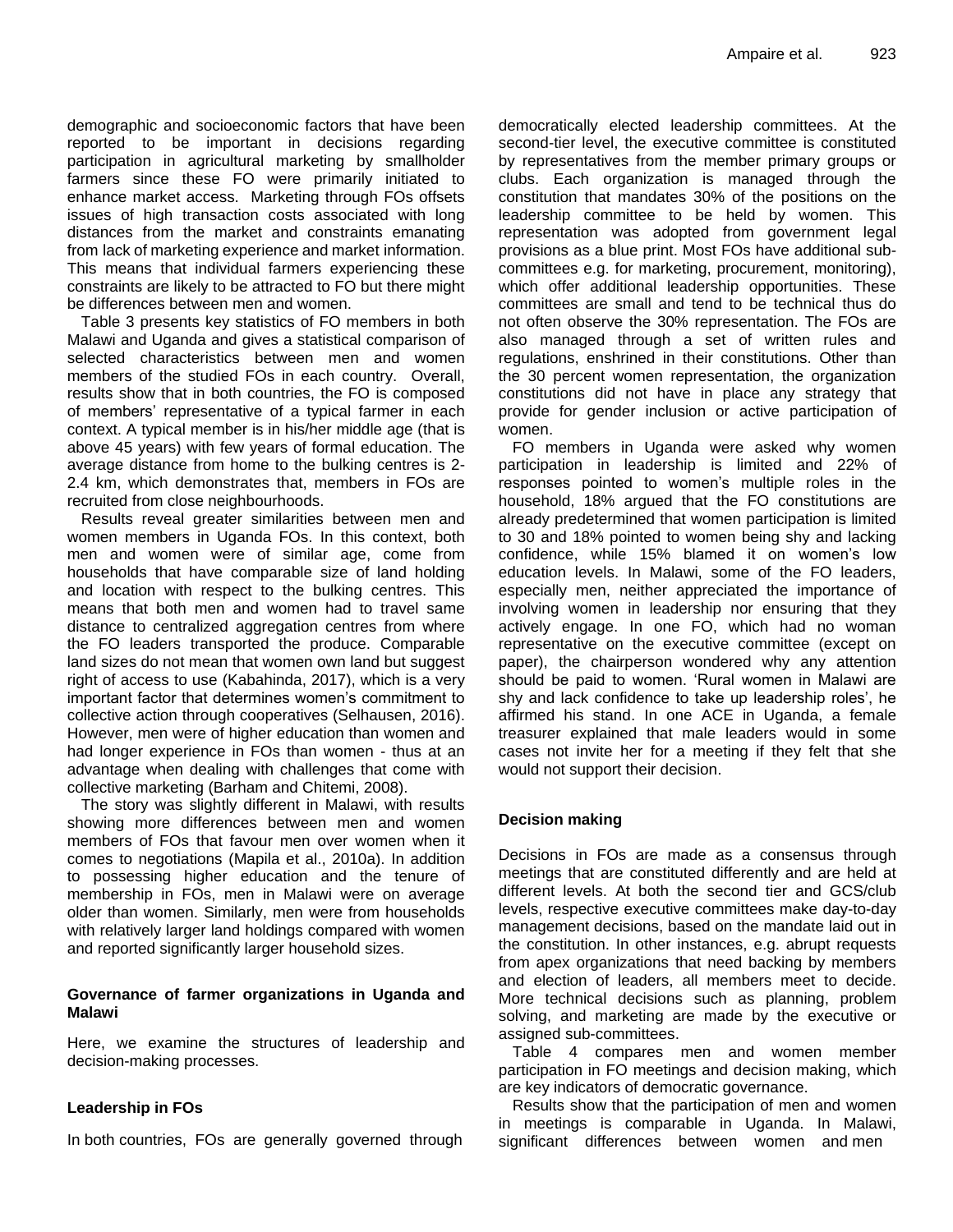demographic and socioeconomic factors that have been reported to be important in decisions regarding participation in agricultural marketing by smallholder farmers since these FO were primarily initiated to enhance market access. Marketing through FOs offsets issues of high transaction costs associated with long distances from the market and constraints emanating from lack of marketing experience and market information. This means that individual farmers experiencing these constraints are likely to be attracted to FO but there might be differences between men and women.

Table 3 presents key statistics of FO members in both Malawi and Uganda and gives a statistical comparison of selected characteristics between men and women members of the studied FOs in each country. Overall, results show that in both countries, the FO is composed of members' representative of a typical farmer in each context. A typical member is in his/her middle age (that is above 45 years) with few years of formal education. The average distance from home to the bulking centres is 2-2.4 km, which demonstrates that, members in FOs are recruited from close neighbourhoods.

Results reveal greater similarities between men and women members in Uganda FOs. In this context, both men and women were of similar age, come from households that have comparable size of land holding and location with respect to the bulking centres. This means that both men and women had to travel same distance to centralized aggregation centres from where the FO leaders transported the produce. Comparable land sizes do not mean that women own land but suggest right of access to use (Kabahinda, 2017), which is a very important factor that determines women's commitment to collective action through cooperatives (Selhausen, 2016). However, men were of higher education than women and had longer experience in FOs than women - thus at an advantage when dealing with challenges that come with collective marketing (Barham and Chitemi, 2008).

The story was slightly different in Malawi, with results showing more differences between men and women members of FOs that favour men over women when it comes to negotiations (Mapila et al., 2010a). In addition to possessing higher education and the tenure of membership in FOs, men in Malawi were on average older than women. Similarly, men were from households with relatively larger land holdings compared with women and reported significantly larger household sizes.

### Governance of farmer organizations in Uganda and Malawi

Here, we examine the structures of leadership and decision-making processes.

### Leadership in FOs

In both countries, FOs are generally governed through democratically elected leadership committees. At the second-tier level, the executive committee is constituted by representatives from the member primary groups or clubs. Each organization is managed through the constitution that mandates 30% of the positions on the leadership committee to be held by women. This representation was adopted from government legal provisions as a blue print. Most FOs have additional sub-committees e.g. for marketing, procurement, monitoring), which offer additional leadership opportunities. These committees are small and tend to be technical thus do not often observe the 30% representation. The FOs are also managed through a set of written rules and regulations, enshrined in their constitutions. Other than the 30 percent women representation, the organization constitutions did not have in place any strategy that provide for gender inclusion or active participation of women.

FO members in Uganda were asked why women participation in leadership is limited and 22% of responses pointed to women's multiple roles in the household, 18% argued that the FO constitutions are already predetermined that women participation is limited to 30 and 18% pointed to women being shy and lacking confidence, while 15% blamed it on women's low education levels. In Malawi, some of the FO leaders, especially men, neither appreciated the importance of involving women in leadership nor ensuring that they actively engage. In one FO, which had no woman representative on the executive committee (except on paper), the chairperson wondered why any attention should be paid to women. 'Rural women in Malawi are shy and lack confidence to take up leadership roles', he affirmed his stand. In one ACE in Uganda, a female treasurer explained that male leaders would in some cases not invite her for a meeting if they felt that she would not support their decision.

### Decision making

Decisions in FOs are made as a consensus through meetings that are constituted differently and are held at different levels. At both the second tier and GCS/club levels, respective executive committees make day-to-day management decisions, based on the mandate laid out in the constitution. In other instances, e.g. abrupt requests from apex organizations that need backing by members and election of leaders, all members meet to decide. More technical decisions such as planning, problem solving, and marketing are made by the executive or assigned sub-committees.

Table 4 compares men and women member participation in FO meetings and decision making, which are key indicators of democratic governance.

Results show that the participation of men and women in meetings is comparable in Uganda. In Malawi, significant differences between women and men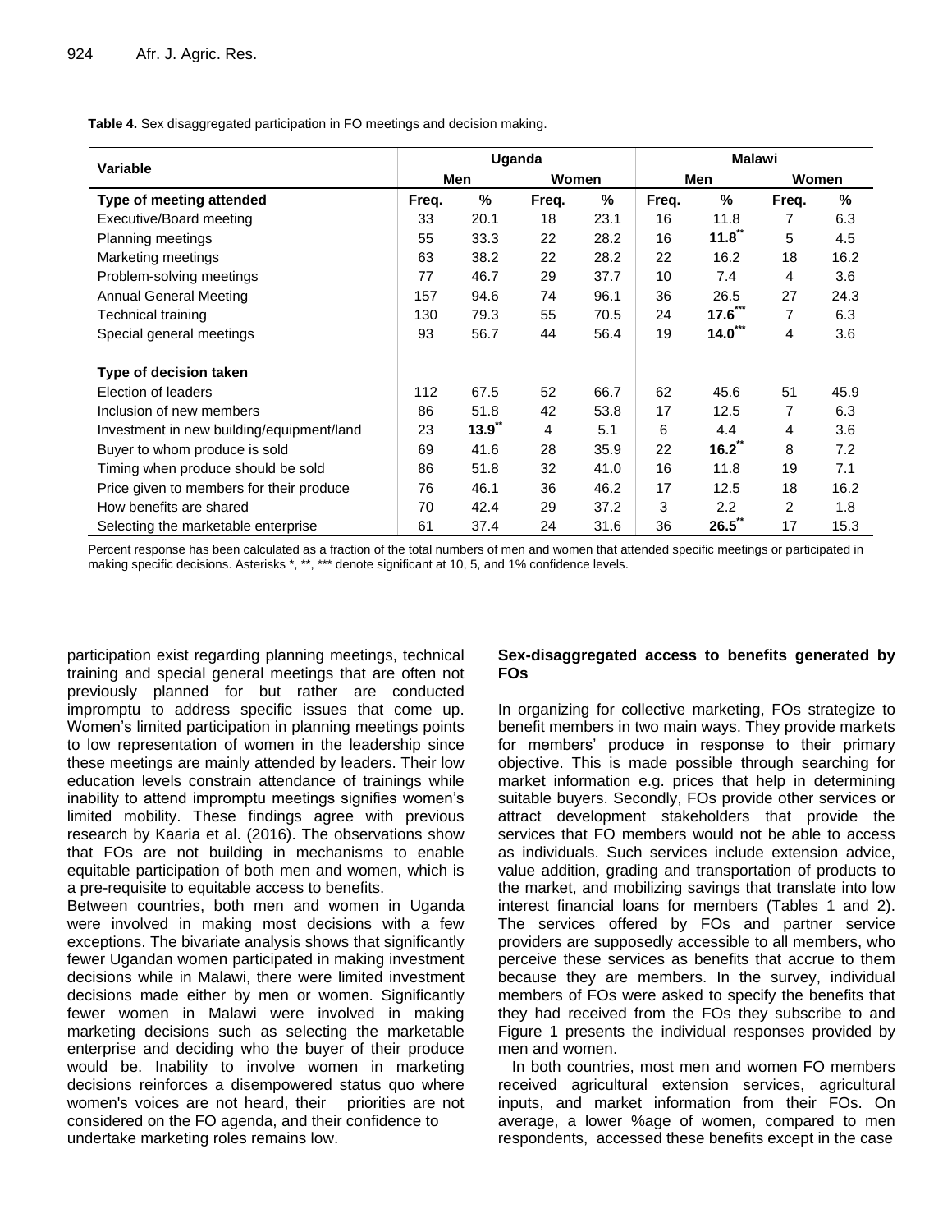**Table 4.** Sex disaggregated participation in FO meetings and decision making.

| Variable | Uganda | | | | Malawi | | | |
|---|---|---|---|---|---|---|---|---|
| | Men | | Women | | Men | | Women | |
| **Type of meeting attended** | **Freq.** | **%** | **Freq.** | **%** | **Freq.** | **%** | **Freq.** | **%** |
| Executive/Board meeting | 33 | 20.1 | 18 | 23.1 | 16 | 11.8 | 7 | 6.3 |
| Planning meetings | 55 | 33.3 | 22 | 28.2 | 16 | **11.8**** | 5 | 4.5 |
| Marketing meetings | 63 | 38.2 | 22 | 28.2 | 22 | 16.2 | 18 | 16.2 |
| Problem-solving meetings | 77 | 46.7 | 29 | 37.7 | 10 | 7.4 | 4 | 3.6 |
| Annual General Meeting | 157 | 94.6 | 74 | 96.1 | 36 | 26.5 | 27 | 24.3 |
| Technical training | 130 | 79.3 | 55 | 70.5 | 24 | **17.6***** | 7 | 6.3 |
| Special general meetings | 93 | 56.7 | 44 | 56.4 | 19 | **14.0***** | 4 | 3.6 |
| **Type of decision taken** | | | | | | | | |
| Election of leaders | 112 | 67.5 | 52 | 66.7 | 62 | 45.6 | 51 | 45.9 |
| Inclusion of new members | 86 | 51.8 | 42 | 53.8 | 17 | 12.5 | 7 | 6.3 |
| Investment in new building/equipment/land | 23 | **13.9**** | 4 | 5.1 | 6 | 4.4 | 4 | 3.6 |
| Buyer to whom produce is sold | 69 | 41.6 | 28 | 35.9 | 22 | **16.2**** | 8 | 7.2 |
| Timing when produce should be sold | 86 | 51.8 | 32 | 41.0 | 16 | 11.8 | 19 | 7.1 |
| Price given to members for their produce | 76 | 46.1 | 36 | 46.2 | 17 | 12.5 | 18 | 16.2 |
| How benefits are shared | 70 | 42.4 | 29 | 37.2 | 3 | 2.2 | 2 | 1.8 |
| Selecting the marketable enterprise | 61 | 37.4 | 24 | 31.6 | 36 | **26.5**** | 17 | 15.3 |

Percent response has been calculated as a fraction of the total numbers of men and women that attended specific meetings or participated in making specific decisions. Asterisks *, **, *** denote significant at 10, 5, and 1% confidence levels.

participation exist regarding planning meetings, technical training and special general meetings that are often not previously planned for but rather are conducted impromptu to address specific issues that come up. Women's limited participation in planning meetings points to low representation of women in the leadership since these meetings are mainly attended by leaders. Their low education levels constrain attendance of trainings while inability to attend impromptu meetings signifies women's limited mobility. These findings agree with previous research by Kaaria et al. (2016). The observations show that FOs are not building in mechanisms to enable equitable participation of both men and women, which is a pre-requisite to equitable access to benefits.

Between countries, both men and women in Uganda were involved in making most decisions with a few exceptions. The bivariate analysis shows that significantly fewer Ugandan women participated in making investment decisions while in Malawi, there were limited investment decisions made either by men or women. Significantly fewer women in Malawi were involved in making marketing decisions such as selecting the marketable enterprise and deciding who the buyer of their produce would be. Inability to involve women in marketing decisions reinforces a disempowered status quo where women's voices are not heard, their priorities are not considered on the FO agenda, and their confidence to undertake marketing roles remains low.

## Sex-disaggregated access to benefits generated by FOs

In organizing for collective marketing, FOs strategize to benefit members in two main ways. They provide markets for members' produce in response to their primary objective. This is made possible through searching for market information e.g. prices that help in determining suitable buyers. Secondly, FOs provide other services or attract development stakeholders that provide the services that FO members would not be able to access as individuals. Such services include extension advice, value addition, grading and transportation of products to the market, and mobilizing savings that translate into low interest financial loans for members (Tables 1 and 2). The services offered by FOs and partner service providers are supposedly accessible to all members, who perceive these services as benefits that accrue to them because they are members. In the survey, individual members of FOs were asked to specify the benefits that they had received from the FOs they subscribe to and Figure 1 presents the individual responses provided by men and women.

In both countries, most men and women FO members received agricultural extension services, agricultural inputs, and market information from their FOs. On average, a lower %age of women, compared to men respondents, accessed these benefits except in the case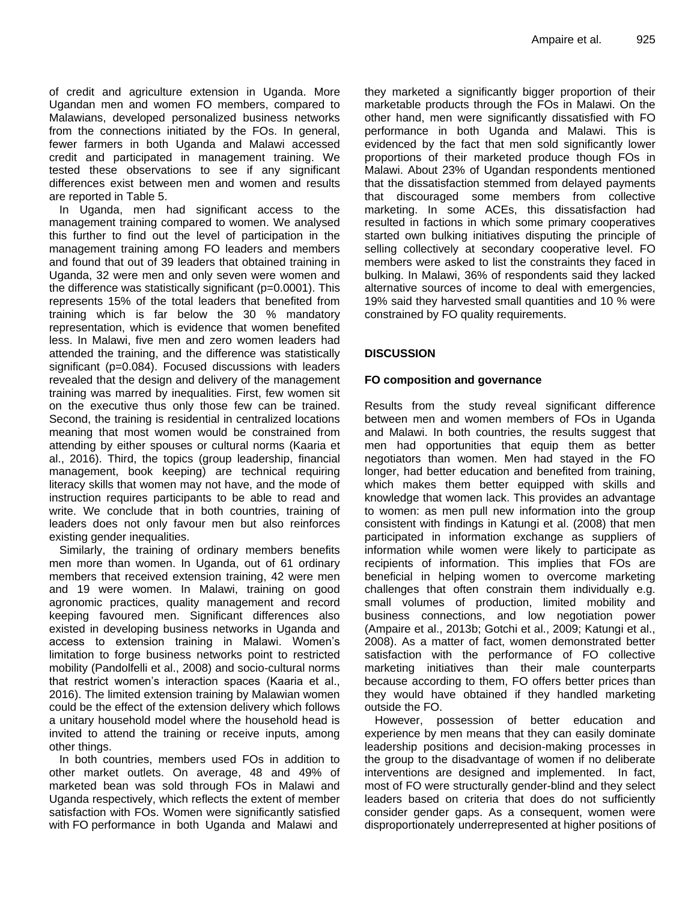of credit and agriculture extension in Uganda. More Ugandan men and women FO members, compared to Malawians, developed personalized business networks from the connections initiated by the FOs. In general, fewer farmers in both Uganda and Malawi accessed credit and participated in management training. We tested these observations to see if any significant differences exist between men and women and results are reported in Table 5.

In Uganda, men had significant access to the management training compared to women. We analysed this further to find out the level of participation in the management training among FO leaders and members and found that out of 39 leaders that obtained training in Uganda, 32 were men and only seven were women and the difference was statistically significant (p=0.0001). This represents 15% of the total leaders that benefited from training which is far below the 30 % mandatory representation, which is evidence that women benefited less. In Malawi, five men and zero women leaders had attended the training, and the difference was statistically significant (p=0.084). Focused discussions with leaders revealed that the design and delivery of the management training was marred by inequalities. First, few women sit on the executive thus only those few can be trained. Second, the training is residential in centralized locations meaning that most women would be constrained from attending by either spouses or cultural norms (Kaaria et al., 2016). Third, the topics (group leadership, financial management, book keeping) are technical requiring literacy skills that women may not have, and the mode of instruction requires participants to be able to read and write. We conclude that in both countries, training of leaders does not only favour men but also reinforces existing gender inequalities.

Similarly, the training of ordinary members benefits men more than women. In Uganda, out of 61 ordinary members that received extension training, 42 were men and 19 were women. In Malawi, training on good agronomic practices, quality management and record keeping favoured men. Significant differences also existed in developing business networks in Uganda and access to extension training in Malawi. Women's limitation to forge business networks point to restricted mobility (Pandolfelli et al., 2008) and socio-cultural norms that restrict women's interaction spaces (Kaaria et al., 2016). The limited extension training by Malawian women could be the effect of the extension delivery which follows a unitary household model where the household head is invited to attend the training or receive inputs, among other things.

In both countries, members used FOs in addition to other market outlets. On average, 48 and 49% of marketed bean was sold through FOs in Malawi and Uganda respectively, which reflects the extent of member satisfaction with FOs. Women were significantly satisfied with FO performance in both Uganda and Malawi and they marketed a significantly bigger proportion of their marketable products through the FOs in Malawi. On the other hand, men were significantly dissatisfied with FO performance in both Uganda and Malawi. This is evidenced by the fact that men sold significantly lower proportions of their marketed produce though FOs in Malawi. About 23% of Ugandan respondents mentioned that the dissatisfaction stemmed from delayed payments that discouraged some members from collective marketing. In some ACEs, this dissatisfaction had resulted in factions in which some primary cooperatives started own bulking initiatives disputing the principle of selling collectively at secondary cooperative level. FO members were asked to list the constraints they faced in bulking. In Malawi, 36% of respondents said they lacked alternative sources of income to deal with emergencies, 19% said they harvested small quantities and 10 % were constrained by FO quality requirements.

## DISCUSSION

### FO composition and governance

Results from the study reveal significant difference between men and women members of FOs in Uganda and Malawi. In both countries, the results suggest that men had opportunities that equip them as better negotiators than women. Men had stayed in the FO longer, had better education and benefited from training, which makes them better equipped with skills and knowledge that women lack. This provides an advantage to women: as men pull new information into the group consistent with findings in Katungi et al. (2008) that men participated in information exchange as suppliers of information while women were likely to participate as recipients of information. This implies that FOs are beneficial in helping women to overcome marketing challenges that often constrain them individually e.g. small volumes of production, limited mobility and business connections, and low negotiation power (Ampaire et al., 2013b; Gotchi et al., 2009; Katungi et al., 2008). As a matter of fact, women demonstrated better satisfaction with the performance of FO collective marketing initiatives than their male counterparts because according to them, FO offers better prices than they would have obtained if they handled marketing outside the FO.

However, possession of better education and experience by men means that they can easily dominate leadership positions and decision-making processes in the group to the disadvantage of women if no deliberate interventions are designed and implemented. In fact, most of FO were structurally gender-blind and they select leaders based on criteria that does do not sufficiently consider gender gaps. As a consequent, women were disproportionately underrepresented at higher positions of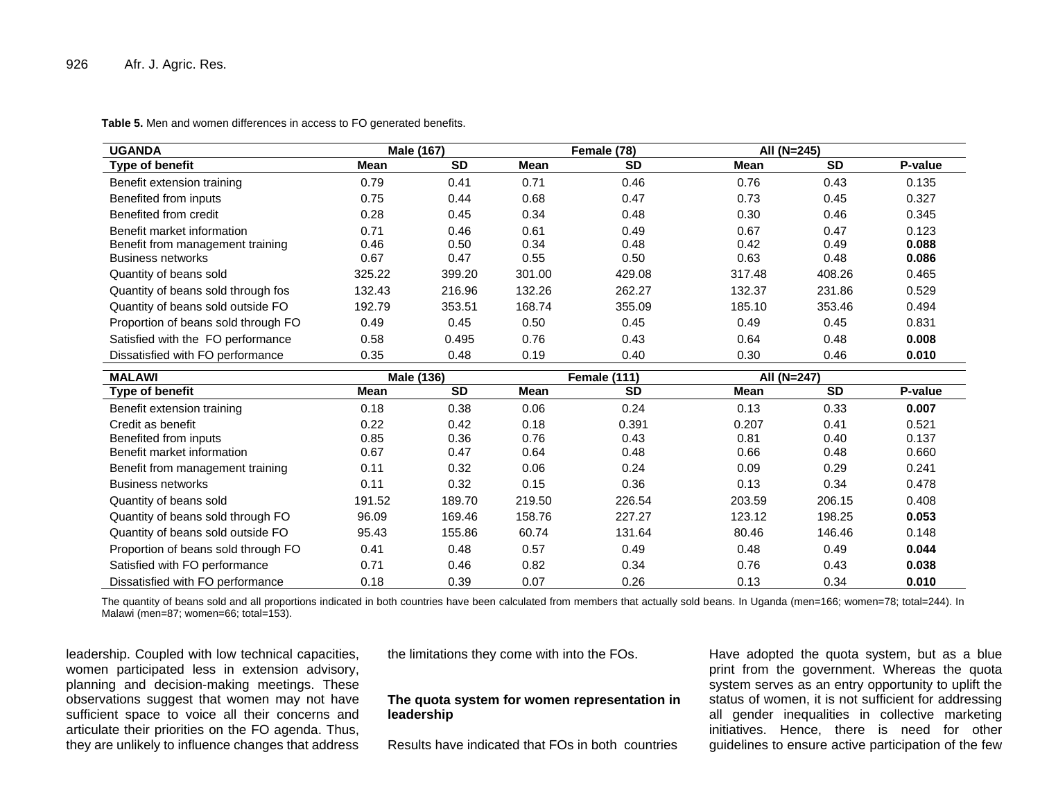**Table 5.** Men and women differences in access to FO generated benefits.

| UGANDA | Male (167) | | Female (78) | | All (N=245) | | |
|---|---|---|---|---|---|---|---|
| Type of benefit | Mean | SD | Mean | SD | Mean | SD | P-value |
| Benefit extension training | 0.79 | 0.41 | 0.71 | 0.46 | 0.76 | 0.43 | 0.135 |
| Benefited from inputs | 0.75 | 0.44 | 0.68 | 0.47 | 0.73 | 0.45 | 0.327 |
| Benefited from credit | 0.28 | 0.45 | 0.34 | 0.48 | 0.30 | 0.46 | 0.345 |
| Benefit market information | 0.71 | 0.46 | 0.61 | 0.49 | 0.67 | 0.47 | 0.123 |
| Benefit from management training | 0.46 | 0.50 | 0.34 | 0.48 | 0.42 | 0.49 | **0.088** |
| Business networks | 0.67 | 0.47 | 0.55 | 0.50 | 0.63 | 0.48 | **0.086** |
| Quantity of beans sold | 325.22 | 399.20 | 301.00 | 429.08 | 317.48 | 408.26 | 0.465 |
| Quantity of beans sold through fos | 132.43 | 216.96 | 132.26 | 262.27 | 132.37 | 231.86 | 0.529 |
| Quantity of beans sold outside FO | 192.79 | 353.51 | 168.74 | 355.09 | 185.10 | 353.46 | 0.494 |
| Proportion of beans sold through FO | 0.49 | 0.45 | 0.50 | 0.45 | 0.49 | 0.45 | 0.831 |
| Satisfied with the FO performance | 0.58 | 0.495 | 0.76 | 0.43 | 0.64 | 0.48 | **0.008** |
| Dissatisfied with FO performance | 0.35 | 0.48 | 0.19 | 0.40 | 0.30 | 0.46 | **0.010** |
| **MALAWI** | **Male (136)** | | **Female (111)** | | **All (N=247)** | | |
| **Type of benefit** | **Mean** | **SD** | **Mean** | **SD** | **Mean** | **SD** | **P-value** |
| Benefit extension training | 0.18 | 0.38 | 0.06 | 0.24 | 0.13 | 0.33 | **0.007** |
| Credit as benefit | 0.22 | 0.42 | 0.18 | 0.391 | 0.207 | 0.41 | 0.521 |
| Benefited from inputs | 0.85 | 0.36 | 0.76 | 0.43 | 0.81 | 0.40 | 0.137 |
| Benefit market information | 0.67 | 0.47 | 0.64 | 0.48 | 0.66 | 0.48 | 0.660 |
| Benefit from management training | 0.11 | 0.32 | 0.06 | 0.24 | 0.09 | 0.29 | 0.241 |
| Business networks | 0.11 | 0.32 | 0.15 | 0.36 | 0.13 | 0.34 | 0.478 |
| Quantity of beans sold | 191.52 | 189.70 | 219.50 | 226.54 | 203.59 | 206.15 | 0.408 |
| Quantity of beans sold through FO | 96.09 | 169.46 | 158.76 | 227.27 | 123.12 | 198.25 | **0.053** |
| Quantity of beans sold outside FO | 95.43 | 155.86 | 60.74 | 131.64 | 80.46 | 146.46 | 0.148 |
| Proportion of beans sold through FO | 0.41 | 0.48 | 0.57 | 0.49 | 0.48 | 0.49 | **0.044** |
| Satisfied with FO performance | 0.71 | 0.46 | 0.82 | 0.34 | 0.76 | 0.43 | **0.038** |
| Dissatisfied with FO performance | 0.18 | 0.39 | 0.07 | 0.26 | 0.13 | 0.34 | **0.010** |

The quantity of beans sold and all proportions indicated in both countries have been calculated from members that actually sold beans. In Uganda (men=166; women=78; total=244). In Malawi (men=87; women=66; total=153).

leadership. Coupled with low technical capacities, women participated less in extension advisory, planning and decision-making meetings. These observations suggest that women may not have sufficient space to voice all their concerns and articulate their priorities on the FO agenda. Thus, they are unlikely to influence changes that address the limitations they come with into the FOs.

### The quota system for women representation in leadership

Results have indicated that FOs in both countries Have adopted the quota system, but as a blue print from the government. Whereas the quota system serves as an entry opportunity to uplift the status of women, it is not sufficient for addressing all gender inequalities in collective marketing initiatives. Hence, there is need for other guidelines to ensure active participation of the few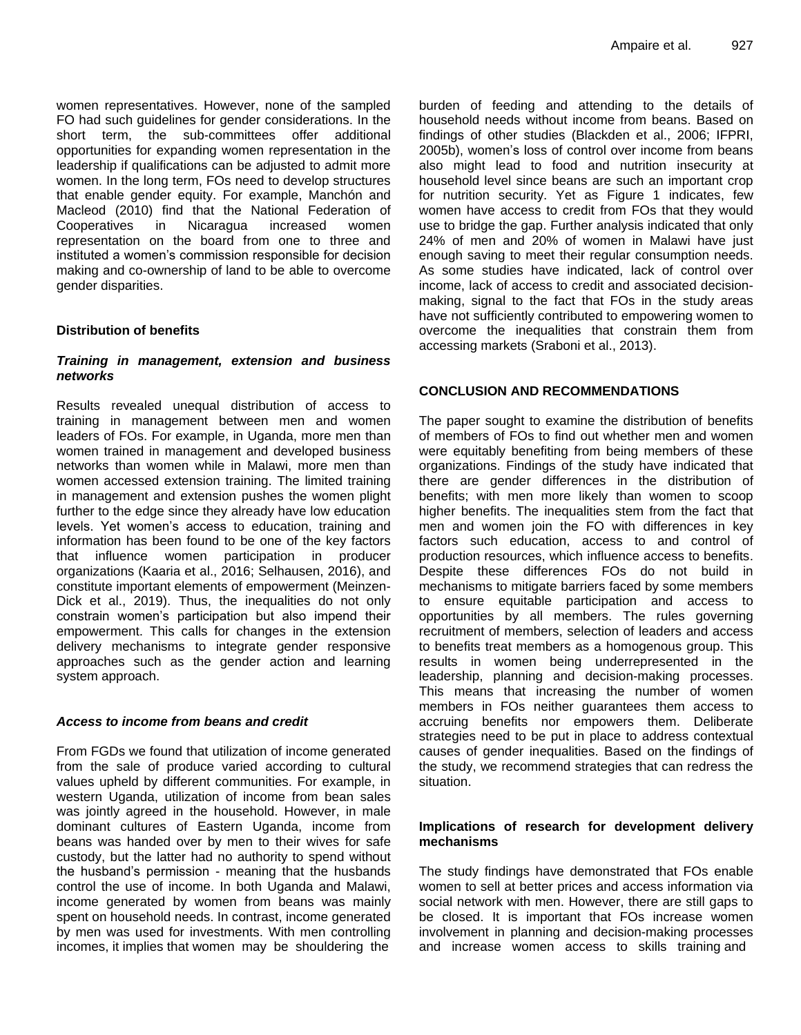women representatives. However, none of the sampled FO had such guidelines for gender considerations. In the short term, the sub-committees offer additional opportunities for expanding women representation in the leadership if qualifications can be adjusted to admit more women. In the long term, FOs need to develop structures that enable gender equity. For example, Manchón and Macleod (2010) find that the National Federation of Cooperatives in Nicaragua increased women representation on the board from one to three and instituted a women's commission responsible for decision making and co-ownership of land to be able to overcome gender disparities.

### Distribution of benefits

#### *Training in management, extension and business networks*

Results revealed unequal distribution of access to training in management between men and women leaders of FOs. For example, in Uganda, more men than women trained in management and developed business networks than women while in Malawi, more men than women accessed extension training. The limited training in management and extension pushes the women plight further to the edge since they already have low education levels. Yet women's access to education, training and information has been found to be one of the key factors that influence women participation in producer organizations (Kaaria et al., 2016; Selhausen, 2016), and constitute important elements of empowerment (Meinzen-Dick et al., 2019). Thus, the inequalities do not only constrain women's participation but also impend their empowerment. This calls for changes in the extension delivery mechanisms to integrate gender responsive approaches such as the gender action and learning system approach.

#### *Access to income from beans and credit*

From FGDs we found that utilization of income generated from the sale of produce varied according to cultural values upheld by different communities. For example, in western Uganda, utilization of income from bean sales was jointly agreed in the household. However, in male dominant cultures of Eastern Uganda, income from beans was handed over by men to their wives for safe custody, but the latter had no authority to spend without the husband's permission - meaning that the husbands control the use of income. In both Uganda and Malawi, income generated by women from beans was mainly spent on household needs. In contrast, income generated by men was used for investments. With men controlling incomes, it implies that women may be shouldering the burden of feeding and attending to the details of household needs without income from beans. Based on findings of other studies (Blackden et al., 2006; IFPRI, 2005b), women's loss of control over income from beans also might lead to food and nutrition insecurity at household level since beans are such an important crop for nutrition security. Yet as Figure 1 indicates, few women have access to credit from FOs that they would use to bridge the gap. Further analysis indicated that only 24% of men and 20% of women in Malawi have just enough saving to meet their regular consumption needs. As some studies have indicated, lack of control over income, lack of access to credit and associated decision-making, signal to the fact that FOs in the study areas have not sufficiently contributed to empowering women to overcome the inequalities that constrain them from accessing markets (Sraboni et al., 2013).

## CONCLUSION AND RECOMMENDATIONS

The paper sought to examine the distribution of benefits of members of FOs to find out whether men and women were equitably benefiting from being members of these organizations. Findings of the study have indicated that there are gender differences in the distribution of benefits; with men more likely than women to scoop higher benefits. The inequalities stem from the fact that men and women join the FO with differences in key factors such education, access to and control of production resources, which influence access to benefits. Despite these differences FOs do not build in mechanisms to mitigate barriers faced by some members to ensure equitable participation and access to opportunities by all members. The rules governing recruitment of members, selection of leaders and access to benefits treat members as a homogenous group. This results in women being underrepresented in the leadership, planning and decision-making processes. This means that increasing the number of women members in FOs neither guarantees them access to accruing benefits nor empowers them. Deliberate strategies need to be put in place to address contextual causes of gender inequalities. Based on the findings of the study, we recommend strategies that can redress the situation.

### Implications of research for development delivery mechanisms

The study findings have demonstrated that FOs enable women to sell at better prices and access information via social network with men. However, there are still gaps to be closed. It is important that FOs increase women involvement in planning and decision-making processes and increase women access to skills training and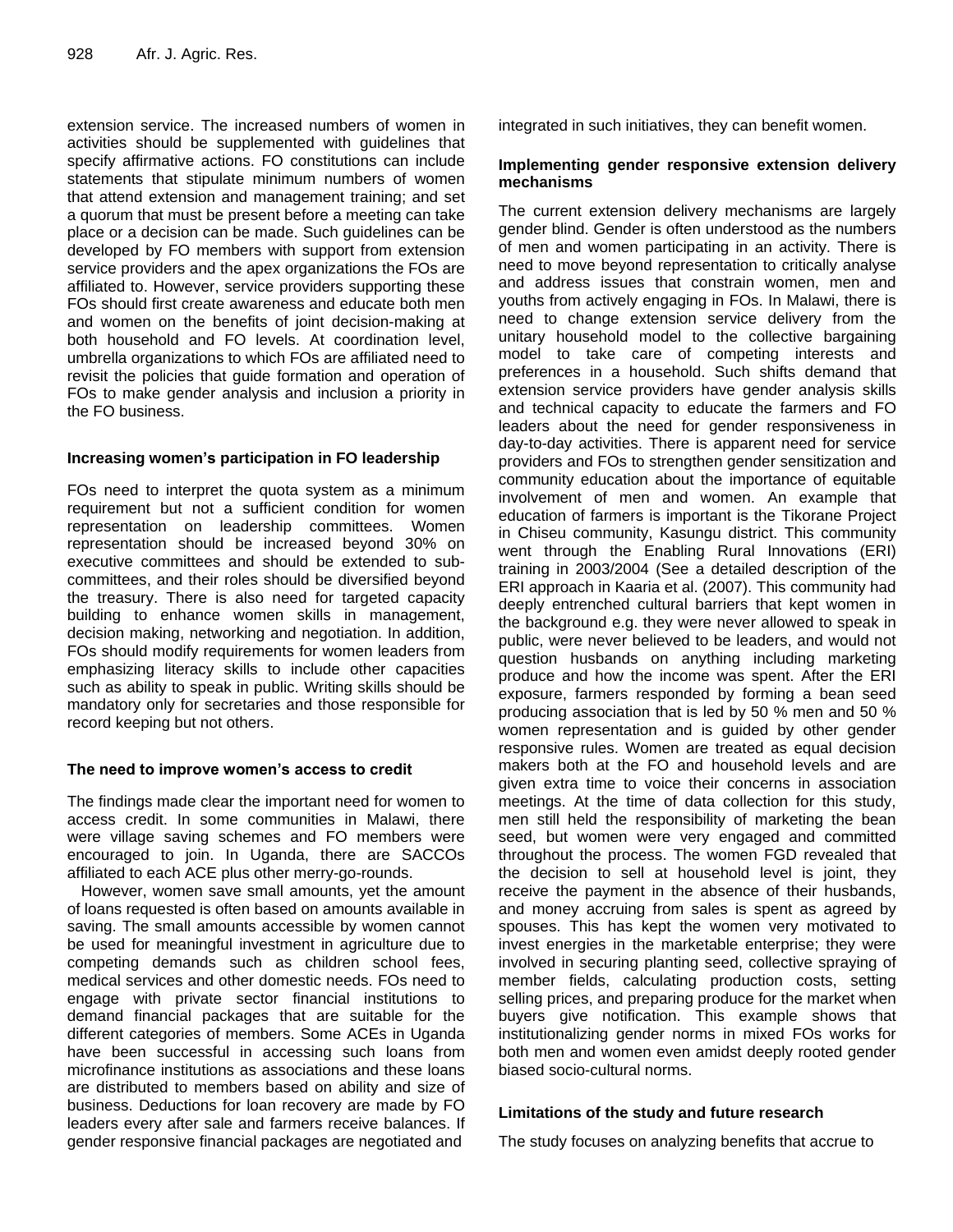extension service. The increased numbers of women in activities should be supplemented with guidelines that specify affirmative actions. FO constitutions can include statements that stipulate minimum numbers of women that attend extension and management training; and set a quorum that must be present before a meeting can take place or a decision can be made. Such guidelines can be developed by FO members with support from extension service providers and the apex organizations the FOs are affiliated to. However, service providers supporting these FOs should first create awareness and educate both men and women on the benefits of joint decision-making at both household and FO levels. At coordination level, umbrella organizations to which FOs are affiliated need to revisit the policies that guide formation and operation of FOs to make gender analysis and inclusion a priority in the FO business.

### Increasing women's participation in FO leadership

FOs need to interpret the quota system as a minimum requirement but not a sufficient condition for women representation on leadership committees. Women representation should be increased beyond 30% on executive committees and should be extended to sub-committees, and their roles should be diversified beyond the treasury. There is also need for targeted capacity building to enhance women skills in management, decision making, networking and negotiation. In addition, FOs should modify requirements for women leaders from emphasizing literacy skills to include other capacities such as ability to speak in public. Writing skills should be mandatory only for secretaries and those responsible for record keeping but not others.

### The need to improve women's access to credit

The findings made clear the important need for women to access credit. In some communities in Malawi, there were village saving schemes and FO members were encouraged to join. In Uganda, there are SACCOs affiliated to each ACE plus other merry-go-rounds.

However, women save small amounts, yet the amount of loans requested is often based on amounts available in saving. The small amounts accessible by women cannot be used for meaningful investment in agriculture due to competing demands such as children school fees, medical services and other domestic needs. FOs need to engage with private sector financial institutions to demand financial packages that are suitable for the different categories of members. Some ACEs in Uganda have been successful in accessing such loans from microfinance institutions as associations and these loans are distributed to members based on ability and size of business. Deductions for loan recovery are made by FO leaders every after sale and farmers receive balances. If gender responsive financial packages are negotiated and integrated in such initiatives, they can benefit women.

### Implementing gender responsive extension delivery mechanisms

The current extension delivery mechanisms are largely gender blind. Gender is often understood as the numbers of men and women participating in an activity. There is need to move beyond representation to critically analyse and address issues that constrain women, men and youths from actively engaging in FOs. In Malawi, there is need to change extension service delivery from the unitary household model to the collective bargaining model to take care of competing interests and preferences in a household. Such shifts demand that extension service providers have gender analysis skills and technical capacity to educate the farmers and FO leaders about the need for gender responsiveness in day-to-day activities. There is apparent need for service providers and FOs to strengthen gender sensitization and community education about the importance of equitable involvement of men and women. An example that education of farmers is important is the Tikorane Project in Chiseu community, Kasungu district. This community went through the Enabling Rural Innovations (ERI) training in 2003/2004 (See a detailed description of the ERI approach in Kaaria et al. (2007). This community had deeply entrenched cultural barriers that kept women in the background e.g. they were never allowed to speak in public, were never believed to be leaders, and would not question husbands on anything including marketing produce and how the income was spent. After the ERI exposure, farmers responded by forming a bean seed producing association that is led by 50 % men and 50 % women representation and is guided by other gender responsive rules. Women are treated as equal decision makers both at the FO and household levels and are given extra time to voice their concerns in association meetings. At the time of data collection for this study, men still held the responsibility of marketing the bean seed, but women were very engaged and committed throughout the process. The women FGD revealed that the decision to sell at household level is joint, they receive the payment in the absence of their husbands, and money accruing from sales is spent as agreed by spouses. This has kept the women very motivated to invest energies in the marketable enterprise; they were involved in securing planting seed, collective spraying of member fields, calculating production costs, setting selling prices, and preparing produce for the market when buyers give notification. This example shows that institutionalizing gender norms in mixed FOs works for both men and women even amidst deeply rooted gender biased socio-cultural norms.

### Limitations of the study and future research

The study focuses on analyzing benefits that accrue to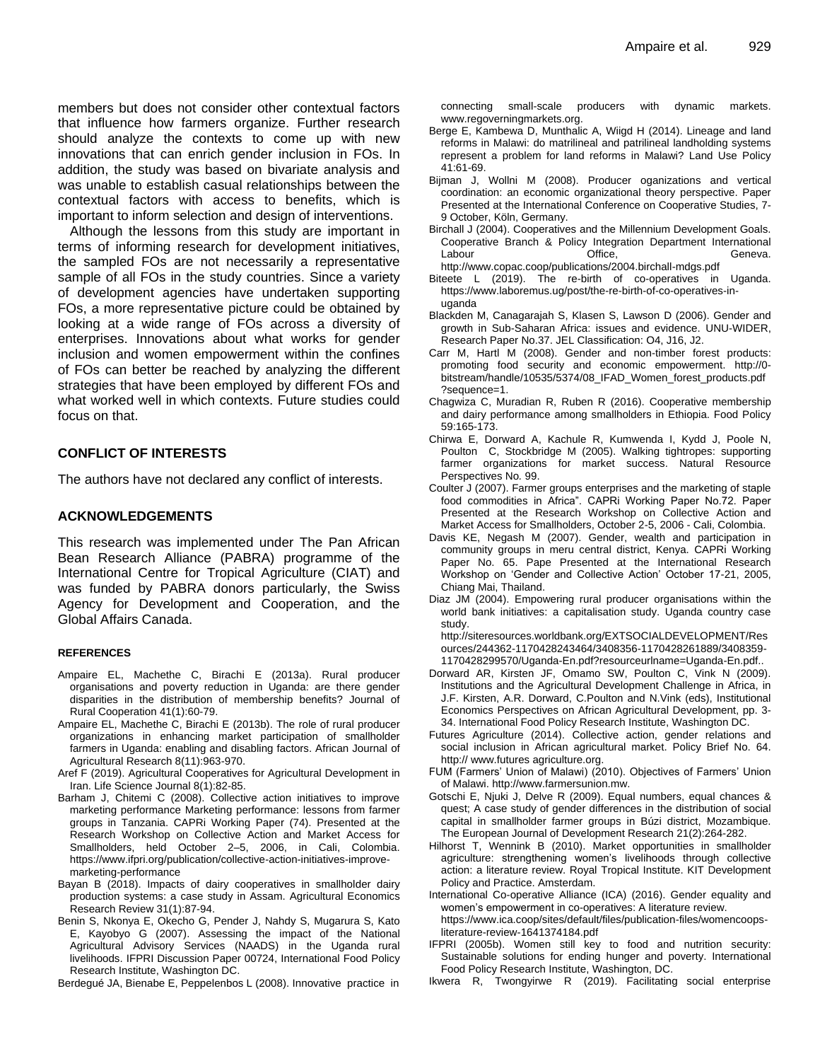members but does not consider other contextual factors that influence how farmers organize. Further research should analyze the contexts to come up with new innovations that can enrich gender inclusion in FOs. In addition, the study was based on bivariate analysis and was unable to establish casual relationships between the contextual factors with access to benefits, which is important to inform selection and design of interventions.

Although the lessons from this study are important in terms of informing research for development initiatives, the sampled FOs are not necessarily a representative sample of all FOs in the study countries. Since a variety of development agencies have undertaken supporting FOs, a more representative picture could be obtained by looking at a wide range of FOs across a diversity of enterprises. Innovations about what works for gender inclusion and women empowerment within the confines of FOs can better be reached by analyzing the different strategies that have been employed by different FOs and what worked well in which contexts. Future studies could focus on that.

## CONFLICT OF INTERESTS

The authors have not declared any conflict of interests.

## ACKNOWLEDGEMENTS

This research was implemented under The Pan African Bean Research Alliance (PABRA) programme of the International Centre for Tropical Agriculture (CIAT) and was funded by PABRA donors particularly, the Swiss Agency for Development and Cooperation, and the Global Affairs Canada.

### REFERENCES

Ampaire EL, Machethe C, Birachi E (2013a). Rural producer organisations and poverty reduction in Uganda: are there gender disparities in the distribution of membership benefits? Journal of Rural Cooperation 41(1):60-79.

Ampaire EL, Machethe C, Birachi E (2013b). The role of rural producer organizations in enhancing market participation of smallholder farmers in Uganda: enabling and disabling factors. African Journal of Agricultural Research 8(11):963-970.

Aref F (2019). Agricultural Cooperatives for Agricultural Development in Iran. Life Science Journal 8(1):82-85.

Barham J, Chitemi C (2008). Collective action initiatives to improve marketing performance Marketing performance: lessons from farmer groups in Tanzania. CAPRi Working Paper (74). Presented at the Research Workshop on Collective Action and Market Access for Smallholders, held October 2–5, 2006, in Cali, Colombia. https://www.ifpri.org/publication/collective-action-initiatives-improve-marketing-performance

Bayan B (2018). Impacts of dairy cooperatives in smallholder dairy production systems: a case study in Assam. Agricultural Economics Research Review 31(1):87-94.

Benin S, Nkonya E, Okecho G, Pender J, Nahdy S, Mugarura S, Kato E, Kayobyo G (2007). Assessing the impact of the National Agricultural Advisory Services (NAADS) in the Uganda rural livelihoods. IFPRI Discussion Paper 00724, International Food Policy Research Institute, Washington DC.

Berdegué JA, Bienabe E, Peppelenbos L (2008). Innovative practice in connecting small-scale producers with dynamic markets. www.regoverningmarkets.org.

Berge E, Kambewa D, Munthalic A, Wiigd H (2014). Lineage and land reforms in Malawi: do matrilineal and patrilineal landholding systems represent a problem for land reforms in Malawi? Land Use Policy 41:61-69.

Bijman J, Wollni M (2008). Producer oganizations and vertical coordination: an economic organizational theory perspective. Paper Presented at the International Conference on Cooperative Studies, 7-9 October, Köln, Germany.

Birchall J (2004). Cooperatives and the Millennium Development Goals. Cooperative Branch & Policy Integration Department International Labour Office, Geneva. http://www.copac.coop/publications/2004.birchall-mdgs.pdf

Biteete L (2019). The re-birth of co-operatives in Uganda. https://www.laboremus.ug/post/the-re-birth-of-co-operatives-in-uganda

Blackden M, Canagarajah S, Klasen S, Lawson D (2006). Gender and growth in Sub-Saharan Africa: issues and evidence. UNU-WIDER, Research Paper No.37. JEL Classification: O4, J16, J2.

Carr M, Hartl M (2008). Gender and non-timber forest products: promoting food security and economic empowerment. http://0-bitstream/handle/10535/5374/08_IFAD_Women_forest_products.pdf?sequence=1.

Chagwiza C, Muradian R, Ruben R (2016). Cooperative membership and dairy performance among smallholders in Ethiopia. Food Policy 59:165-173.

Chirwa E, Dorward A, Kachule R, Kumwenda I, Kydd J, Poole N, Poulton C, Stockbridge M (2005). Walking tightropes: supporting farmer organizations for market success. Natural Resource Perspectives No. 99.

Coulter J (2007). Farmer groups enterprises and the marketing of staple food commodities in Africa". CAPRi Working Paper No.72. Paper Presented at the Research Workshop on Collective Action and Market Access for Smallholders, October 2-5, 2006 - Cali, Colombia.

Davis KE, Negash M (2007). Gender, wealth and participation in community groups in meru central district, Kenya. CAPRi Working Paper No. 65. Pape Presented at the International Research Workshop on 'Gender and Collective Action' October 17-21, 2005, Chiang Mai, Thailand.

Diaz JM (2004). Empowering rural producer organisations within the world bank initiatives: a capitalisation study. Uganda country case study. http://siteresources.worldbank.org/EXTSOCIALDEVELOPMENT/Resources/244362-1170428243464/3408356-1170428261889/3408359-1170428299570/Uganda-En.pdf?resourceurlname=Uganda-En.pdf..

Dorward AR, Kirsten JF, Omamo SW, Poulton C, Vink N (2009). Institutions and the Agricultural Development Challenge in Africa, in J.F. Kirsten, A.R. Dorward, C.Poulton and N.Vink (eds), Institutional Economics Perspectives on African Agricultural Development, pp. 3-34. International Food Policy Research Institute, Washington DC.

Futures Agriculture (2014). Collective action, gender relations and social inclusion in African agricultural market. Policy Brief No. 64. http:// www.futures agriculture.org.

FUM (Farmers' Union of Malawi) (2010). Objectives of Farmers' Union of Malawi. http://www.farmersunion.mw.

Gotschi E, Njuki J, Delve R (2009). Equal numbers, equal chances & quest; A case study of gender differences in the distribution of social capital in smallholder farmer groups in Búzi district, Mozambique. The European Journal of Development Research 21(2):264-282.

Hilhorst T, Wennink B (2010). Market opportunities in smallholder agriculture: strengthening women's livelihoods through collective action: a literature review. Royal Tropical Institute. KIT Development Policy and Practice. Amsterdam.

International Co-operative Alliance (ICA) (2016). Gender equality and women's empowerment in co-operatives: A literature review. https://www.ica.coop/sites/default/files/publication-files/womencoops-literature-review-1641374184.pdf

IFPRI (2005b). Women still key to food and nutrition security: Sustainable solutions for ending hunger and poverty. International Food Policy Research Institute, Washington, DC.

Ikwera R, Twongyirwe R (2019). Facilitating social enterprise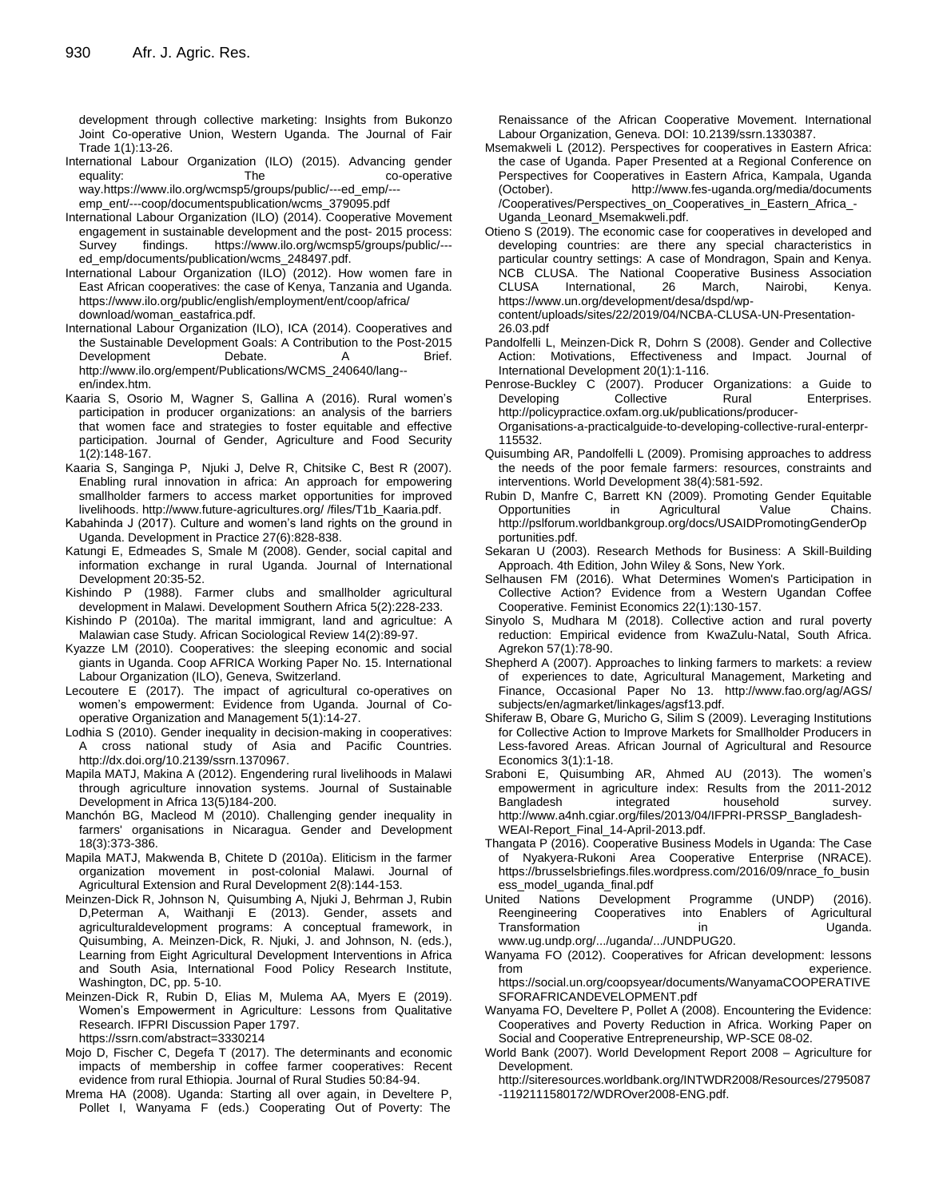development through collective marketing: Insights from Bukonzo Joint Co-operative Union, Western Uganda. The Journal of Fair Trade 1(1):13-26.

International Labour Organization (ILO) (2015). Advancing gender equality: The co-operative way.https://www.ilo.org/wcmsp5/groups/public/---ed_emp/---emp_ent/---coop/documentspublication/wcms_379095.pdf

International Labour Organization (ILO) (2014). Cooperative Movement engagement in sustainable development and the post- 2015 process: Survey findings. https://www.ilo.org/wcmsp5/groups/public/---ed_emp/documents/publication/wcms_248497.pdf.

International Labour Organization (ILO) (2012). How women fare in East African cooperatives: the case of Kenya, Tanzania and Uganda. https://www.ilo.org/public/english/employment/ent/coop/africa/download/woman_eastafrica.pdf.

International Labour Organization (ILO), ICA (2014). Cooperatives and the Sustainable Development Goals: A Contribution to the Post-2015 Development Debate. A Brief. http://www.ilo.org/empent/Publications/WCMS_240640/lang--en/index.htm.

Kaaria S, Osorio M, Wagner S, Gallina A (2016). Rural women's participation in producer organizations: an analysis of the barriers that women face and strategies to foster equitable and effective participation. Journal of Gender, Agriculture and Food Security 1(2):148-167.

Kaaria S, Sanginga P, Njuki J, Delve R, Chitsike C, Best R (2007). Enabling rural innovation in africa: An approach for empowering smallholder farmers to access market opportunities for improved livelihoods. http://www.future-agricultures.org/ /files/T1b_Kaaria.pdf.

Kabahinda J (2017). Culture and women's land rights on the ground in Uganda. Development in Practice 27(6):828-838.

Katungi E, Edmeades S, Smale M (2008). Gender, social capital and information exchange in rural Uganda. Journal of International Development 20:35-52.

Kishindo P (1988). Farmer clubs and smallholder agricultural development in Malawi. Development Southern Africa 5(2):228-233.

Kishindo P (2010a). The marital immigrant, land and agricultue: A Malawian case Study. African Sociological Review 14(2):89-97.

Kyazze LM (2010). Cooperatives: the sleeping economic and social giants in Uganda. Coop AFRICA Working Paper No. 15. International Labour Organization (ILO), Geneva, Switzerland.

Lecoutere E (2017). The impact of agricultural co-operatives on women's empowerment: Evidence from Uganda. Journal of Co-operative Organization and Management 5(1):14-27.

Lodhia S (2010). Gender inequality in decision-making in cooperatives: A cross national study of Asia and Pacific Countries. http://dx.doi.org/10.2139/ssrn.1370967.

Mapila MATJ, Makina A (2012). Engendering rural livelihoods in Malawi through agriculture innovation systems. Journal of Sustainable Development in Africa 13(5)184-200.

Manchón BG, Macleod M (2010). Challenging gender inequality in farmers' organisations in Nicaragua. Gender and Development 18(3):373-386.

Mapila MATJ, Makwenda B, Chitete D (2010a). Eliticism in the farmer organization movement in post-colonial Malawi. Journal of Agricultural Extension and Rural Development 2(8):144-153.

Meinzen-Dick R, Johnson N, Quisumbing A, Njuki J, Behrman J, Rubin D,Peterman A, Waithanji E (2013). Gender, assets and agriculturaldevelopment programs: A conceptual framework, in Quisumbing, A. Meinzen-Dick, R. Njuki, J. and Johnson, N. (eds.), Learning from Eight Agricultural Development Interventions in Africa and South Asia, International Food Policy Research Institute, Washington, DC, pp. 5-10.

Meinzen-Dick R, Rubin D, Elias M, Mulema AA, Myers E (2019). Women's Empowerment in Agriculture: Lessons from Qualitative Research. IFPRI Discussion Paper 1797. https://ssrn.com/abstract=3330214

Mojo D, Fischer C, Degefa T (2017). The determinants and economic impacts of membership in coffee farmer cooperatives: Recent evidence from rural Ethiopia. Journal of Rural Studies 50:84-94.

Mrema HA (2008). Uganda: Starting all over again, in Develtere P, Pollet I, Wanyama F (eds.) Cooperating Out of Poverty: The Renaissance of the African Cooperative Movement. International Labour Organization, Geneva. DOI: 10.2139/ssrn.1330387.

Msemakweli L (2012). Perspectives for cooperatives in Eastern Africa: the case of Uganda. Paper Presented at a Regional Conference on Perspectives for Cooperatives in Eastern Africa, Kampala, Uganda (October). http://www.fes-uganda.org/media/documents/Cooperatives/Perspectives_on_Cooperatives_in_Eastern_Africa_-Uganda_Leonard_Msemakweli.pdf.

Otieno S (2019). The economic case for cooperatives in developed and developing countries: are there any special characteristics in particular country settings: A case of Mondragon, Spain and Kenya. NCB CLUSA. The National Cooperative Business Association CLUSA International, 26 March, Nairobi, Kenya. https://www.un.org/development/desa/dspd/wp-content/uploads/sites/22/2019/04/NCBA-CLUSA-UN-Presentation-26.03.pdf

Pandolfelli L, Meinzen-Dick R, Dohrn S (2008). Gender and Collective Action: Motivations, Effectiveness and Impact. Journal of International Development 20(1):1-116.

Penrose-Buckley C (2007). Producer Organizations: a Guide to Developing Collective Rural Enterprises. http://policypractice.oxfam.org.uk/publications/producer-Organisations-a-practicalguide-to-developing-collective-rural-enterpr-115532.

Quisumbing AR, Pandolfelli L (2009). Promising approaches to address the needs of the poor female farmers: resources, constraints and interventions. World Development 38(4):581-592.

Rubin D, Manfre C, Barrett KN (2009). Promoting Gender Equitable Opportunities in Agricultural Value Chains. http://pslforum.worldbankgroup.org/docs/USAIDPromotingGenderOpportunities.pdf.

Sekaran U (2003). Research Methods for Business: A Skill-Building Approach. 4th Edition, John Wiley & Sons, New York.

Selhausen FM (2016). What Determines Women's Participation in Collective Action? Evidence from a Western Ugandan Coffee Cooperative. Feminist Economics 22(1):130-157.

Sinyolo S, Mudhara M (2018). Collective action and rural poverty reduction: Empirical evidence from KwaZulu-Natal, South Africa. Agrekon 57(1):78-90.

Shepherd A (2007). Approaches to linking farmers to markets: a review of experiences to date, Agricultural Management, Marketing and Finance, Occasional Paper No 13. http://www.fao.org/ag/AGS/subjects/en/agmarket/linkages/agsf13.pdf.

Shiferaw B, Obare G, Muricho G, Silim S (2009). Leveraging Institutions for Collective Action to Improve Markets for Smallholder Producers in Less-favored Areas. African Journal of Agricultural and Resource Economics 3(1):1-18.

Sraboni E, Quisumbing AR, Ahmed AU (2013). The women's empowerment in agriculture index: Results from the 2011-2012 Bangladesh integrated household survey. http://www.a4nh.cgiar.org/files/2013/04/IFPRI-PRSSP_Bangladesh-WEAI-Report_Final_14-April-2013.pdf.

Thangata P (2016). Cooperative Business Models in Uganda: The Case of Nyakyera-Rukoni Area Cooperative Enterprise (NRACE). https://brusselsbriefings.files.wordpress.com/2016/09/nrace_fo_business_model_uganda_final.pdf

United Nations Development Programme (UNDP) (2016). Reengineering Cooperatives into Enablers of Agricultural Transformation in Uganda. www.ug.undp.org/.../uganda/.../UNDPUG20.

Wanyama FO (2012). Cooperatives for African development: lessons from experience. https://social.un.org/coopsyear/documents/WanyamaCOOPERATIVESFORAFRICANDEVELOPMENT.pdf

Wanyama FO, Develtere P, Pollet A (2008). Encountering the Evidence: Cooperatives and Poverty Reduction in Africa. Working Paper on Social and Cooperative Entrepreneurship, WP-SCE 08-02.

World Bank (2007). World Development Report 2008 – Agriculture for Development. http://siteresources.worldbank.org/INTWDR2008/Resources/2795087-1192111580172/WDROver2008-ENG.pdf.